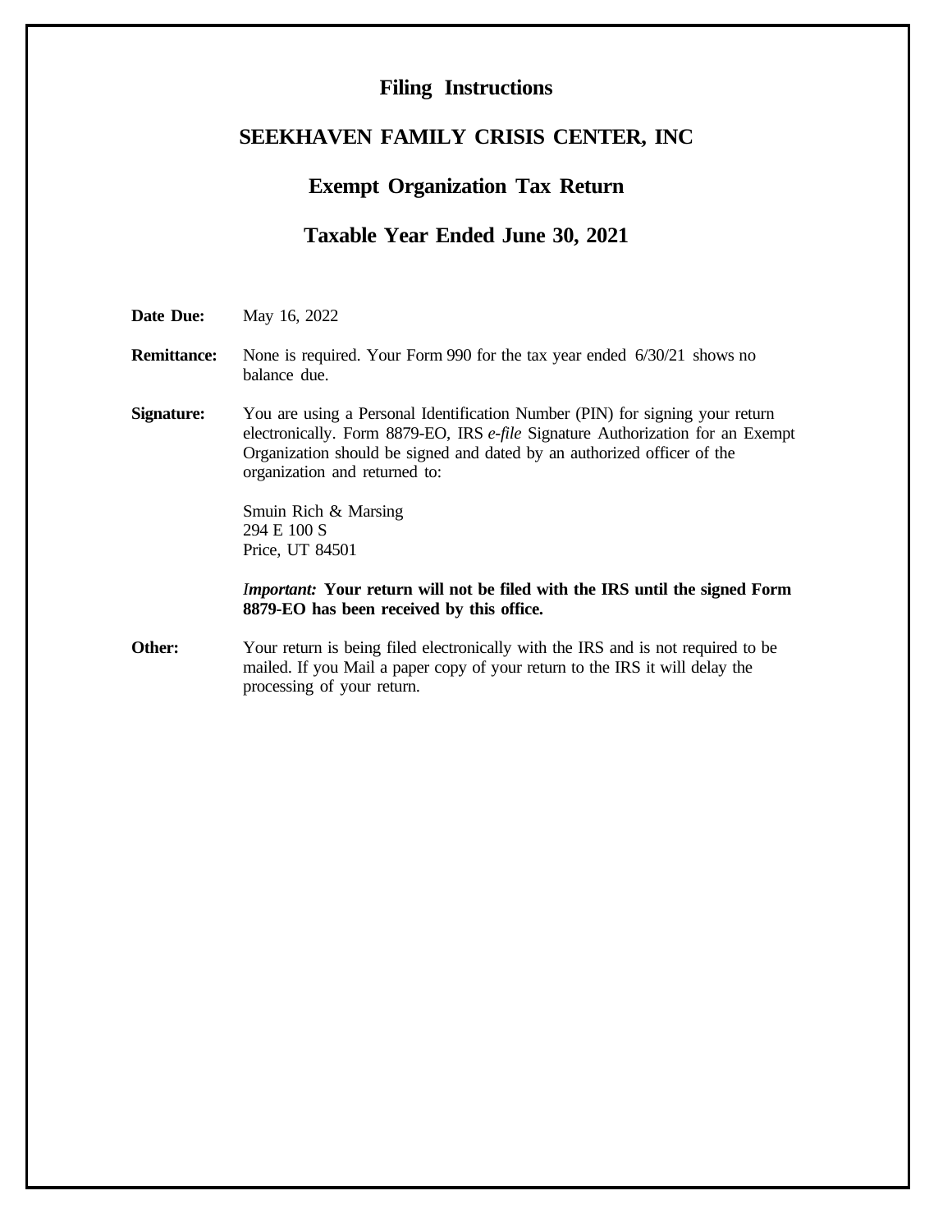# Filing Instructions

## SEEKHAVEN FAMILY CRISIS CENTER, INC

## Exempt Organization Tax Return

## Taxable Year Ended June 30, 2021

**Date Due:** May 16, 2022

**Remittance:** None is required. Your Form 990 for the tax year ended 6/30/21 shows no balance due.

**Signature:** You are using a Personal Identification Number (PIN) for signing your return electronically. Form 8879-EO, IRS *e-file* Signature Authorization for an Exempt Organization should be signed and dated by an authorized officer of the organization and returned to:

Smuin Rich & Marsing
294 E 100 S
Price, UT 84501

***Important:*** **Your return will not be filed with the IRS until the signed Form 8879-EO has been received by this office.**

**Other:** Your return is being filed electronically with the IRS and is not required to be mailed. If you Mail a paper copy of your return to the IRS it will delay the processing of your return.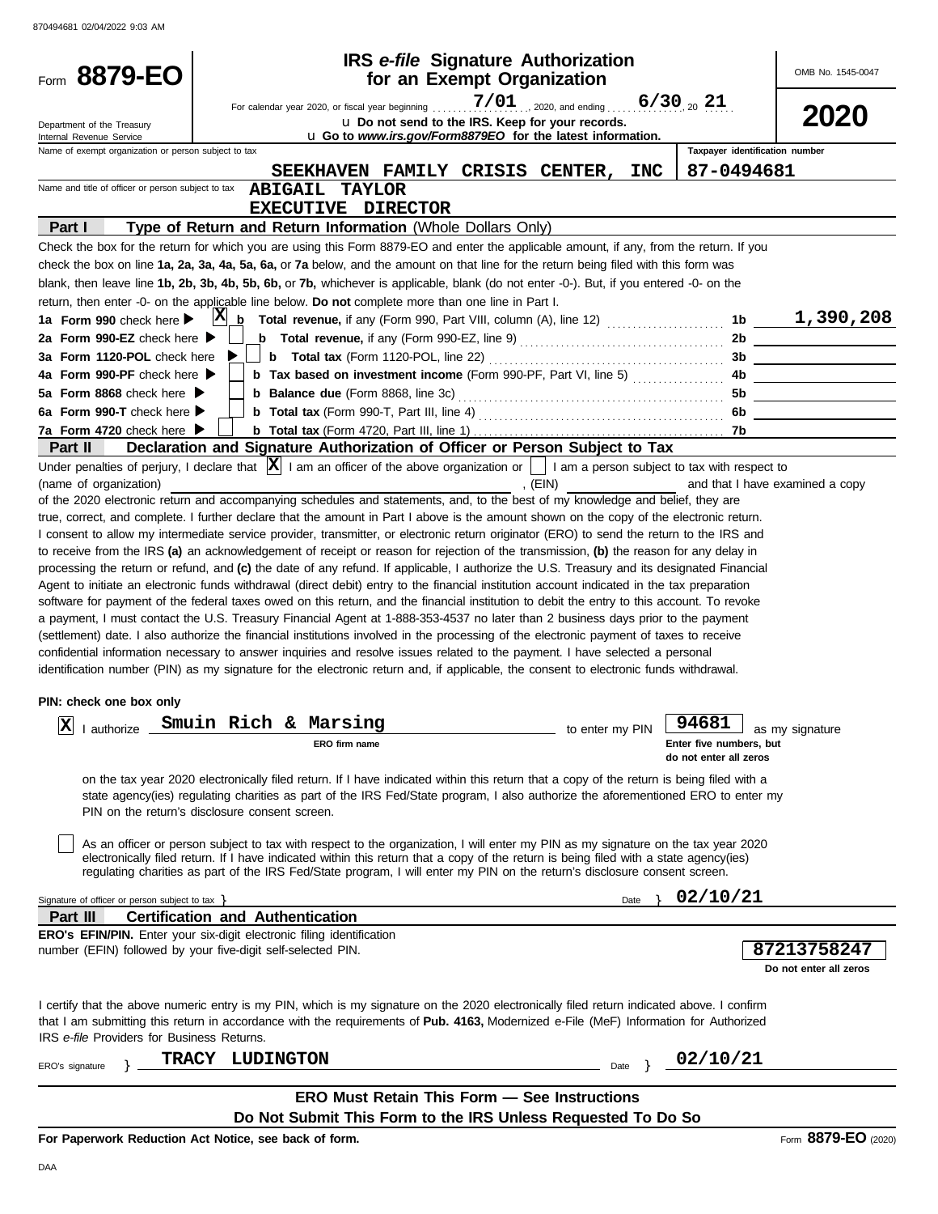870494681 02/04/2022 9:03 AM

# Form 8879-EO

## IRS *e-file* Signature Authorization for an Exempt Organization

OMB No. 1545-0047

**2020**

Department of the Treasury
Internal Revenue Service

For calendar year 2020, or fiscal year beginning 7/01, 2020, and ending 6/30, 20 21

u Do not send to the IRS. Keep for your records.

u Go to *www.irs.gov/Form8879EO* for the latest information.

Name of exempt organization or person subject to tax: **SEEKHAVEN FAMILY CRISIS CENTER, INC**

Taxpayer identification number: **87-0494681**

Name and title of officer or person subject to tax: **ABIGAIL TAYLOR**
**EXECUTIVE DIRECTOR**

### Part I — Type of Return and Return Information (Whole Dollars Only)

Check the box for the return for which you are using this Form 8879-EO and enter the applicable amount, if any, from the return. If you check the box on line **1a, 2a, 3a, 4a, 5a, 6a,** or **7a** below, and the amount on that line for the return being filed with this form was blank, then leave line **1b, 2b, 3b, 4b, 5b, 6b,** or **7b,** whichever is applicable, blank (do not enter -0-). But, if you entered -0- on the return, then enter -0- on the applicable line below. **Do not** complete more than one line in Part I.

| Line | Check | Description | Line | Amount |
|---|---|---|---|---|
| **1a Form 990** check here ▶ | X | **b Total revenue,** if any (Form 990, Part VIII, column (A), line 12) | 1b | 1,390,208 |
| **2a Form 990-EZ** check here ▶ | | **b Total revenue,** if any (Form 990-EZ, line 9) | 2b | |
| **3a Form 1120-POL** check here ▶ | | **b Total tax** (Form 1120-POL, line 22) | 3b | |
| **4a Form 990-PF** check here ▶ | | **b Tax based on investment income** (Form 990-PF, Part VI, line 5) | 4b | |
| **5a Form 8868** check here ▶ | | **b Balance due** (Form 8868, line 3c) | 5b | |
| **6a Form 990-T** check here ▶ | | **b Total tax** (Form 990-T, Part III, line 4) | 6b | |
| **7a Form 4720** check here ▶ | | **b Total tax** (Form 4720, Part III, line 1) | 7b | |

### Part II — Declaration and Signature Authorization of Officer or Person Subject to Tax

Under penalties of perjury, I declare that [X] I am an officer of the above organization or [ ] I am a person subject to tax with respect to (name of organization) ____________________, (EIN) ____________ and that I have examined a copy of the 2020 electronic return and accompanying schedules and statements, and, to the best of my knowledge and belief, they are true, correct, and complete. I further declare that the amount in Part I above is the amount shown on the copy of the electronic return. I consent to allow my intermediate service provider, transmitter, or electronic return originator (ERO) to send the return to the IRS and to receive from the IRS **(a)** an acknowledgement of receipt or reason for rejection of the transmission, **(b)** the reason for any delay in processing the return or refund, and **(c)** the date of any refund. If applicable, I authorize the U.S. Treasury and its designated Financial Agent to initiate an electronic funds withdrawal (direct debit) entry to the financial institution account indicated in the tax preparation software for payment of the federal taxes owed on this return, and the financial institution to debit the entry to this account. To revoke a payment, I must contact the U.S. Treasury Financial Agent at 1-888-353-4537 no later than 2 business days prior to the payment (settlement) date. I also authorize the financial institutions involved in the processing of the electronic payment of taxes to receive confidential information necessary to answer inquiries and resolve issues related to the payment. I have selected a personal identification number (PIN) as my signature for the electronic return and, if applicable, the consent to electronic funds withdrawal.

**PIN: check one box only**

[X] I authorize **Smuin Rich & Marsing** (ERO firm name) to enter my PIN **94681** (Enter five numbers, but do not enter all zeros) as my signature on the tax year 2020 electronically filed return. If I have indicated within this return that a copy of the return is being filed with a state agency(ies) regulating charities as part of the IRS Fed/State program, I also authorize the aforementioned ERO to enter my PIN on the return's disclosure consent screen.

[ ] As an officer or person subject to tax with respect to the organization, I will enter my PIN as my signature on the tax year 2020 electronically filed return. If I have indicated within this return that a copy of the return is being filed with a state agency(ies) regulating charities as part of the IRS Fed/State program, I will enter my PIN on the return's disclosure consent screen.

Signature of officer or person subject to tax } ____________________ Date } **02/10/21**

### Part III — Certification and Authentication

**ERO's EFIN/PIN.** Enter your six-digit electronic filing identification number (EFIN) followed by your five-digit self-selected PIN.

**87213758247**
Do not enter all zeros

I certify that the above numeric entry is my PIN, which is my signature on the 2020 electronically filed return indicated above. I confirm that I am submitting this return in accordance with the requirements of **Pub. 4163,** Modernized e-File (MeF) Information for Authorized IRS *e-file* Providers for Business Returns.

ERO's signature } **TRACY LUDINGTON** Date } **02/10/21**

**ERO Must Retain This Form — See Instructions**

**Do Not Submit This Form to the IRS Unless Requested To Do So**

**For Paperwork Reduction Act Notice, see back of form.**

Form **8879-EO** (2020)

DAA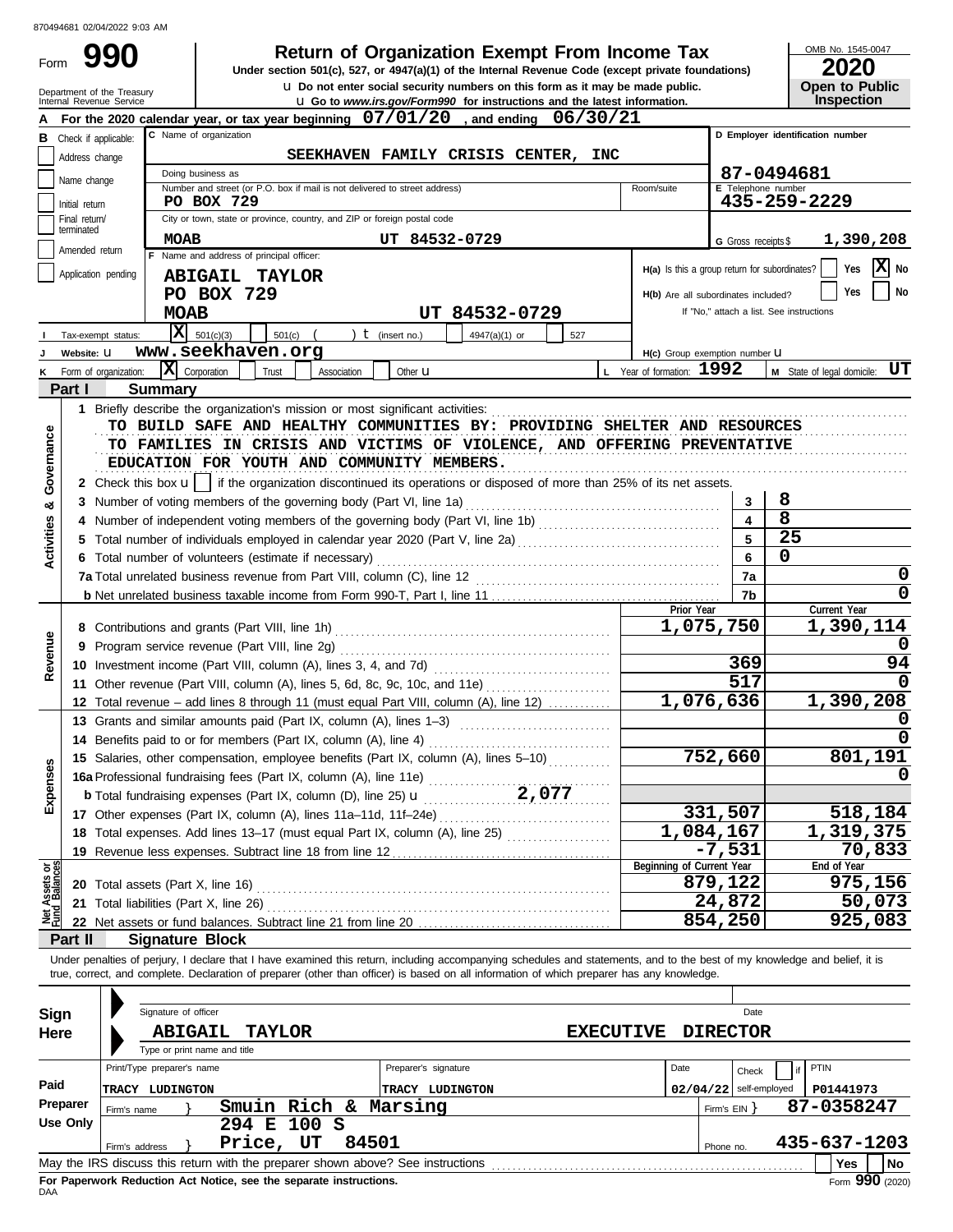870494681 02/04/2022 9:03 AM

Form **990**

# Return of Organization Exempt From Income Tax

**Under section 501(c), 527, or 4947(a)(1) of the Internal Revenue Code (except private foundations)**

u Do not enter social security numbers on this form as it may be made public.

u Go to *www.irs.gov/Form990* for instructions and the latest information.

Department of the Treasury
Internal Revenue Service

OMB No. 1545-0047

**2020**

**Open to Public Inspection**

**A** For the 2020 calendar year, or tax year beginning 07/01/20 , and ending 06/30/21

**B** Check if applicable:
- Address change
- Name change
- Initial return
- Final return/terminated
- Amended return
- Application pending

**C** Name of organization: SEEKHAVEN FAMILY CRISIS CENTER, INC

Doing business as

Number and street (or P.O. box if mail is not delivered to street address): PO BOX 729 | Room/suite

City or town, state or province, country, and ZIP or foreign postal code: MOAB UT 84532-0729

**D** Employer identification number: 87-0494681

**E** Telephone number: 435-259-2229

**G** Gross receipts $ 1,390,208

**F** Name and address of principal officer:
ABIGAIL TAYLOR
PO BOX 729
MOAB UT 84532-0729

**H(a)** Is this a group return for subordinates? Yes [ ] No [X]

**H(b)** Are all subordinates included? Yes [ ] No [ ]
If "No," attach a list. See instructions

**I** Tax-exempt status: [X] 501(c)(3) [ ] 501(c) ( ) t (insert no.) [ ] 4947(a)(1) or [ ] 527

**J** Website: u www.seekhaven.org

**H(c)** Group exemption number u

**K** Form of organization: [X] Corporation [ ] Trust [ ] Association [ ] Other u

**L** Year of formation: 1992

**M** State of legal domicile: UT

## Part I Summary

**Activities & Governance**

1 Briefly describe the organization's mission or most significant activities:
TO BUILD SAFE AND HEALTHY COMMUNITIES BY: PROVIDING SHELTER AND RESOURCES TO FAMILIES IN CRISIS AND VICTIMS OF VIOLENCE, AND OFFERING PREVENTATIVE EDUCATION FOR YOUTH AND COMMUNITY MEMBERS.

2 Check this box u [ ] if the organization discontinued its operations or disposed of more than 25% of its net assets.

| | | Line | Value |
|---|---|---|---|
| 3 | Number of voting members of the governing body (Part VI, line 1a) | 3 | 8 |
| 4 | Number of independent voting members of the governing body (Part VI, line 1b) | 4 | 8 |
| 5 | Total number of individuals employed in calendar year 2020 (Part V, line 2a) | 5 | 25 |
| 6 | Total number of volunteers (estimate if necessary) | 6 | 0 |
| 7a | Total unrelated business revenue from Part VIII, column (C), line 12 | 7a | 0 |
| b | Net unrelated business taxable income from Form 990-T, Part I, line 11 | 7b | 0 |

| | | | Prior Year | Current Year |
|---|---|---|---|---|
| **Revenue** | 8 | Contributions and grants (Part VIII, line 1h) | 1,075,750 | 1,390,114 |
| | 9 | Program service revenue (Part VIII, line 2g) | | 0 |
| | 10 | Investment income (Part VIII, column (A), lines 3, 4, and 7d) | 369 | 94 |
| | 11 | Other revenue (Part VIII, column (A), lines 5, 6d, 8c, 9c, 10c, and 11e) | 517 | 0 |
| | 12 | Total revenue – add lines 8 through 11 (must equal Part VIII, column (A), line 12) | 1,076,636 | 1,390,208 |
| **Expenses** | 13 | Grants and similar amounts paid (Part IX, column (A), lines 1–3) | | 0 |
| | 14 | Benefits paid to or for members (Part IX, column (A), line 4) | | 0 |
| | 15 | Salaries, other compensation, employee benefits (Part IX, column (A), lines 5–10) | 752,660 | 801,191 |
| | 16a | Professional fundraising fees (Part IX, column (A), line 11e) | | 0 |
| | b | Total fundraising expenses (Part IX, column (D), line 25) u 2,077 | | |
| | 17 | Other expenses (Part IX, column (A), lines 11a–11d, 11f–24e) | 331,507 | 518,184 |
| | 18 | Total expenses. Add lines 13–17 (must equal Part IX, column (A), line 25) | 1,084,167 | 1,319,375 |
| | 19 | Revenue less expenses. Subtract line 18 from line 12 | -7,531 | 70,833 |
| | | | **Beginning of Current Year** | **End of Year** |
| **Net Assets or Fund Balances** | 20 | Total assets (Part X, line 16) | 879,122 | 975,156 |
| | 21 | Total liabilities (Part X, line 26) | 24,872 | 50,073 |
| | 22 | Net assets or fund balances. Subtract line 21 from line 20 | 854,250 | 925,083 |

## Part II Signature Block

Under penalties of perjury, I declare that I have examined this return, including accompanying schedules and statements, and to the best of my knowledge and belief, it is true, correct, and complete. Declaration of preparer (other than officer) is based on all information of which preparer has any knowledge.

**Sign Here**

Signature of officer | Date

ABIGAIL TAYLOR EXECUTIVE DIRECTOR
Type or print name and title

**Paid Preparer Use Only**

| Print/Type preparer's name | Preparer's signature | Date | Check [ ] if self-employed | PTIN |
|---|---|---|---|---|
| TRACY LUDINGTON | TRACY LUDINGTON | 02/04/22 | | P01441973 |

Firm's name } Smuin Rich & Marsing — Firm's EIN } 87-0358247

Firm's address } 294 E 100 S, Price, UT 84501 — Phone no. 435-637-1203

May the IRS discuss this return with the preparer shown above? See instructions [ ] Yes [ ] No

**For Paperwork Reduction Act Notice, see the separate instructions.**

DAA

Form **990** (2020)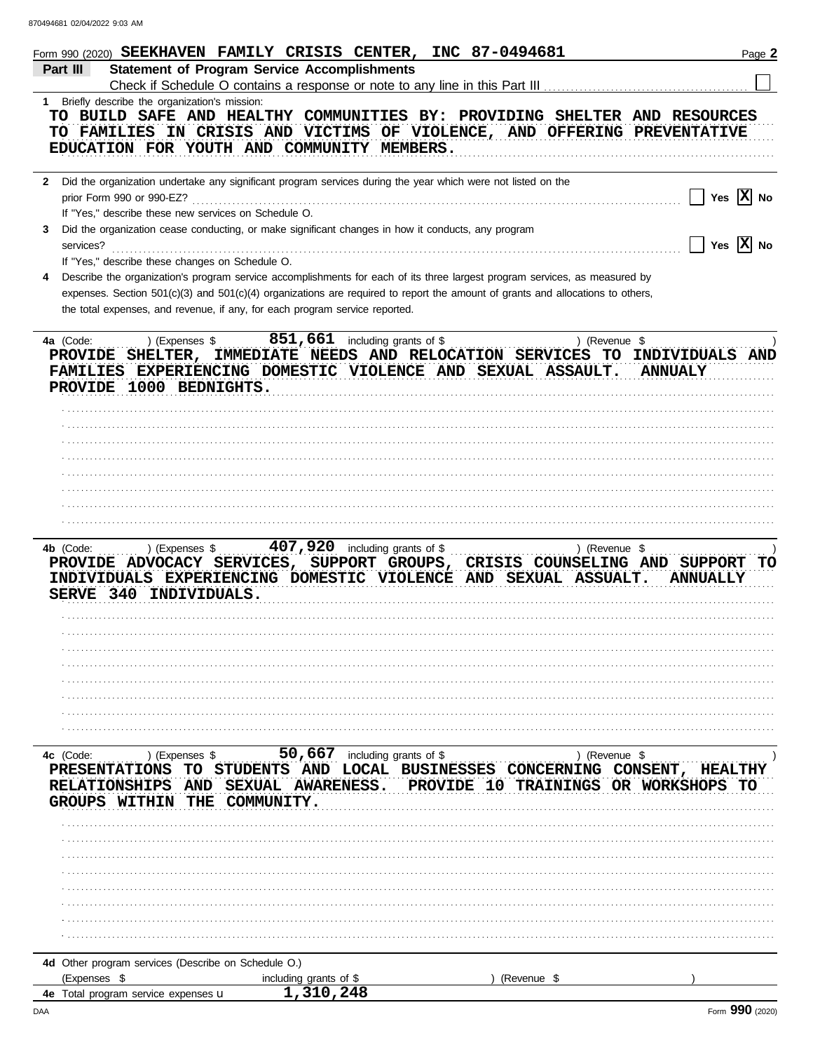Form 990 (2020) SEEKHAVEN FAMILY CRISIS CENTER, INC 87-0494681

## Part III Statement of Program Service Accomplishments

Check if Schedule O contains a response or note to any line in this Part III ☐

**1** Briefly describe the organization's mission:

TO BUILD SAFE AND HEALTHY COMMUNITIES BY: PROVIDING SHELTER AND RESOURCES TO FAMILIES IN CRISIS AND VICTIMS OF VIOLENCE, AND OFFERING PREVENTATIVE EDUCATION FOR YOUTH AND COMMUNITY MEMBERS.

**2** Did the organization undertake any significant program services during the year which were not listed on the prior Form 990 or 990-EZ? ☐ Yes ☒ No

If "Yes," describe these new services on Schedule O.

**3** Did the organization cease conducting, or make significant changes in how it conducts, any program services? ☐ Yes ☒ No

If "Yes," describe these changes on Schedule O.

**4** Describe the organization's program service accomplishments for each of its three largest program services, as measured by expenses. Section 501(c)(3) and 501(c)(4) organizations are required to report the amount of grants and allocations to others, the total expenses, and revenue, if any, for each program service reported.

**4a** (Code: ) (Expenses $ 851,661 including grants of $ ) (Revenue $ )

PROVIDE SHELTER, IMMEDIATE NEEDS AND RELOCATION SERVICES TO INDIVIDUALS AND FAMILIES EXPERIENCING DOMESTIC VIOLENCE AND SEXUAL ASSAULT. ANNUALY PROVIDE 1000 BEDNIGHTS.

**4b** (Code: ) (Expenses $ 407,920 including grants of $ ) (Revenue $ )

PROVIDE ADVOCACY SERVICES, SUPPORT GROUPS, CRISIS COUNSELING AND SUPPORT TO INDIVIDUALS EXPERIENCING DOMESTIC VIOLENCE AND SEXUAL ASSUALT. ANNUALLY SERVE 340 INDIVIDUALS.

**4c** (Code: ) (Expenses $ 50,667 including grants of $ ) (Revenue $ )

PRESENTATIONS TO STUDENTS AND LOCAL BUSINESSES CONCERNING CONSENT, HEALTHY RELATIONSHIPS AND SEXUAL AWARENESS. PROVIDE 10 TRAININGS OR WORKSHOPS TO GROUPS WITHIN THE COMMUNITY.

**4d** Other program services (Describe on Schedule O.)

(Expenses $ including grants of $ ) (Revenue $ )

**4e** Total program service expenses ▸ 1,310,248

Form 990 (2020)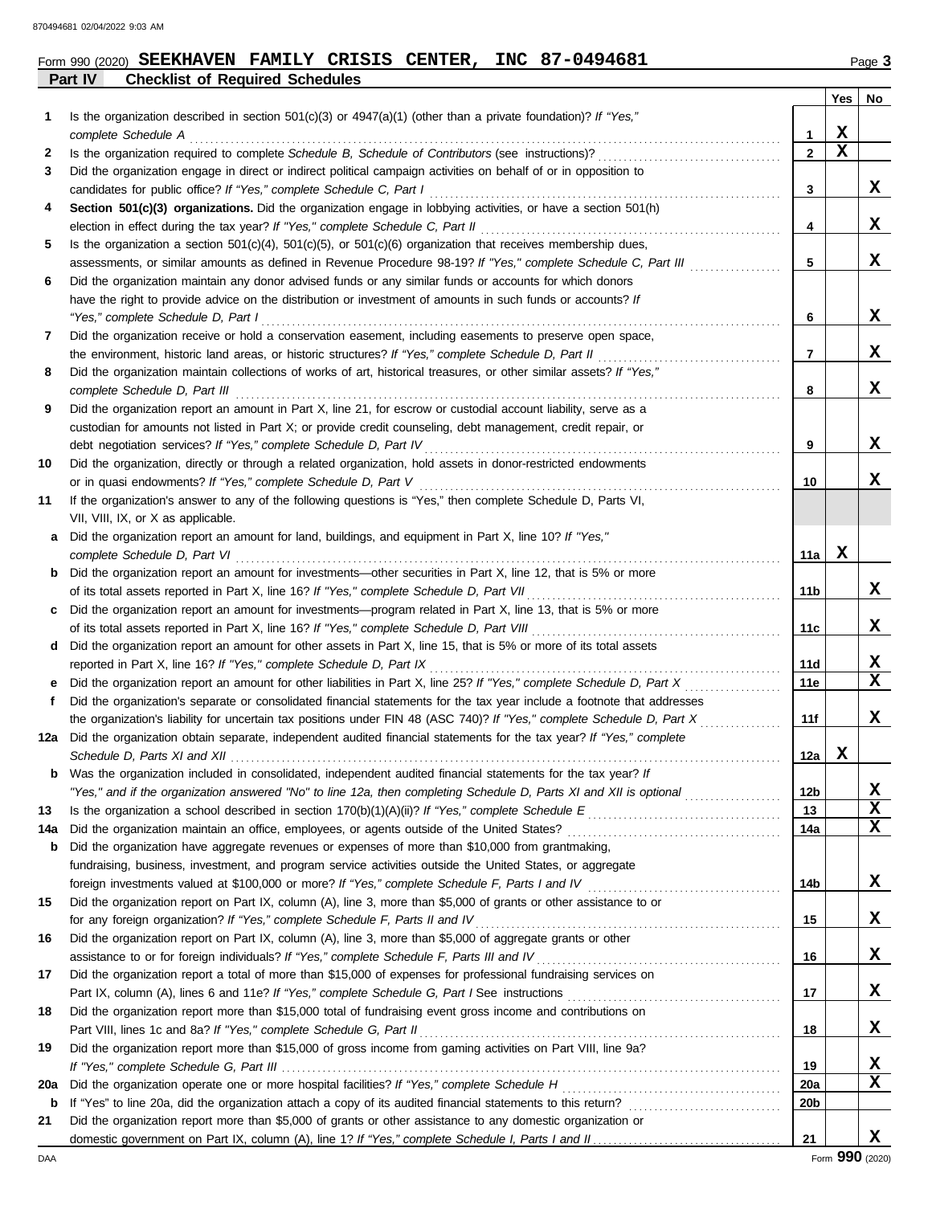Form 990 (2020) **SEEKHAVEN FAMILY CRISIS CENTER, INC 87-0494681** Page **3**

**Part IV Checklist of Required Schedules**

| | | | Yes | No |
|---|---|---|---|---|
| **1** | Is the organization described in section 501(c)(3) or 4947(a)(1) (other than a private foundation)? *If "Yes," complete Schedule A* | 1 | X | |
| **2** | Is the organization required to complete *Schedule B, Schedule of Contributors* (see instructions)? | 2 | X | |
| **3** | Did the organization engage in direct or indirect political campaign activities on behalf of or in opposition to candidates for public office? *If "Yes," complete Schedule C, Part I* | 3 | | X |
| **4** | **Section 501(c)(3) organizations.** Did the organization engage in lobbying activities, or have a section 501(h) election in effect during the tax year? *If "Yes," complete Schedule C, Part II* | 4 | | X |
| **5** | Is the organization a section 501(c)(4), 501(c)(5), or 501(c)(6) organization that receives membership dues, assessments, or similar amounts as defined in Revenue Procedure 98-19? *If "Yes," complete Schedule C, Part III* | 5 | | X |
| **6** | Did the organization maintain any donor advised funds or any similar funds or accounts for which donors have the right to provide advice on the distribution or investment of amounts in such funds or accounts? *If "Yes," complete Schedule D, Part I* | 6 | | X |
| **7** | Did the organization receive or hold a conservation easement, including easements to preserve open space, the environment, historic land areas, or historic structures? *If "Yes," complete Schedule D, Part II* | 7 | | X |
| **8** | Did the organization maintain collections of works of art, historical treasures, or other similar assets? *If "Yes," complete Schedule D, Part III* | 8 | | X |
| **9** | Did the organization report an amount in Part X, line 21, for escrow or custodial account liability, serve as a custodian for amounts not listed in Part X; or provide credit counseling, debt management, credit repair, or debt negotiation services? *If "Yes," complete Schedule D, Part IV* | 9 | | X |
| **10** | Did the organization, directly or through a related organization, hold assets in donor-restricted endowments or in quasi endowments? *If "Yes," complete Schedule D, Part V* | 10 | | X |
| **11** | If the organization's answer to any of the following questions is "Yes," then complete Schedule D, Parts VI, VII, VIII, IX, or X as applicable. | | | |
| **a** | Did the organization report an amount for land, buildings, and equipment in Part X, line 10? *If "Yes," complete Schedule D, Part VI* | 11a | X | |
| **b** | Did the organization report an amount for investments—other securities in Part X, line 12, that is 5% or more of its total assets reported in Part X, line 16? *If "Yes," complete Schedule D, Part VII* | 11b | | X |
| **c** | Did the organization report an amount for investments—program related in Part X, line 13, that is 5% or more of its total assets reported in Part X, line 16? *If "Yes," complete Schedule D, Part VIII* | 11c | | X |
| **d** | Did the organization report an amount for other assets in Part X, line 15, that is 5% or more of its total assets reported in Part X, line 16? *If "Yes," complete Schedule D, Part IX* | 11d | | X |
| **e** | Did the organization report an amount for other liabilities in Part X, line 25? *If "Yes," complete Schedule D, Part X* | 11e | | X |
| **f** | Did the organization's separate or consolidated financial statements for the tax year include a footnote that addresses the organization's liability for uncertain tax positions under FIN 48 (ASC 740)? *If "Yes," complete Schedule D, Part X* | 11f | | X |
| **12a** | Did the organization obtain separate, independent audited financial statements for the tax year? *If "Yes," complete Schedule D, Parts XI and XII* | 12a | X | |
| **b** | Was the organization included in consolidated, independent audited financial statements for the tax year? *If "Yes," and if the organization answered "No" to line 12a, then completing Schedule D, Parts XI and XII is optional* | 12b | | X |
| **13** | Is the organization a school described in section 170(b)(1)(A)(ii)? *If "Yes," complete Schedule E* | 13 | | X |
| **14a** | Did the organization maintain an office, employees, or agents outside of the United States? | 14a | | X |
| **b** | Did the organization have aggregate revenues or expenses of more than $10,000 from grantmaking, fundraising, business, investment, and program service activities outside the United States, or aggregate foreign investments valued at $100,000 or more? *If "Yes," complete Schedule F, Parts I and IV* | 14b | | X |
| **15** | Did the organization report on Part IX, column (A), line 3, more than $5,000 of grants or other assistance to or for any foreign organization? *If "Yes," complete Schedule F, Parts II and IV* | 15 | | X |
| **16** | Did the organization report on Part IX, column (A), line 3, more than $5,000 of aggregate grants or other assistance to or for foreign individuals? *If "Yes," complete Schedule F, Parts III and IV* | 16 | | X |
| **17** | Did the organization report a total of more than $15,000 of expenses for professional fundraising services on Part IX, column (A), lines 6 and 11e? *If "Yes," complete Schedule G, Part I* See instructions | 17 | | X |
| **18** | Did the organization report more than $15,000 total of fundraising event gross income and contributions on Part VIII, lines 1c and 8a? *If "Yes," complete Schedule G, Part II* | 18 | | X |
| **19** | Did the organization report more than $15,000 of gross income from gaming activities on Part VIII, line 9a? *If "Yes," complete Schedule G, Part III* | 19 | | X |
| **20a** | Did the organization operate one or more hospital facilities? *If "Yes," complete Schedule H* | 20a | | X |
| **b** | If "Yes" to line 20a, did the organization attach a copy of its audited financial statements to this return? | 20b | | |
| **21** | Did the organization report more than $5,000 of grants or other assistance to any domestic organization or domestic government on Part IX, column (A), line 1? *If "Yes," complete Schedule I, Parts I and II* | 21 | | X |

Form **990** (2020)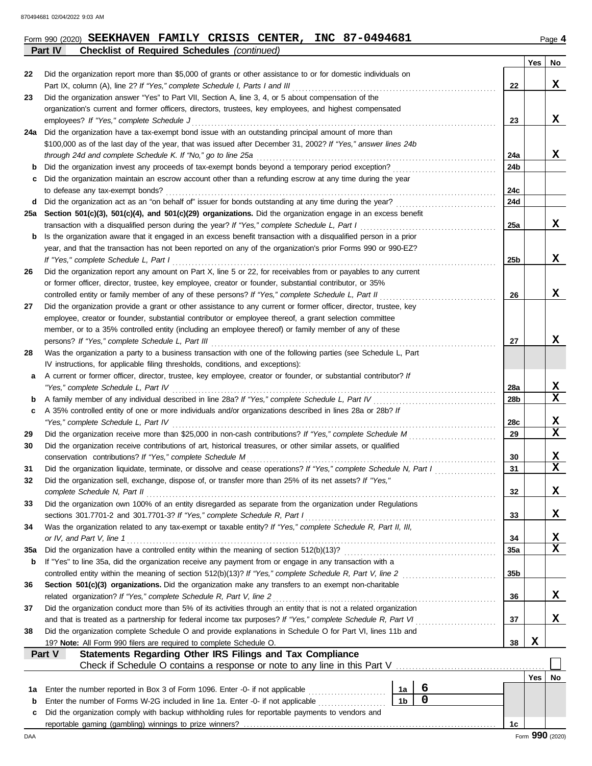Form 990 (2020) **SEEKHAVEN FAMILY CRISIS CENTER, INC 87-0494681** Page **4**

## Part IV Checklist of Required Schedules *(continued)*

| | | | Yes | No |
|---|---|---|---|---|
| 22 | Did the organization report more than $5,000 of grants or other assistance to or for domestic individuals on Part IX, column (A), line 2? *If "Yes," complete Schedule I, Parts I and III* | 22 | | X |
| 23 | Did the organization answer "Yes" to Part VII, Section A, line 3, 4, or 5 about compensation of the organization's current and former officers, directors, trustees, key employees, and highest compensated employees? *If "Yes," complete Schedule J* | 23 | | X |
| 24a | Did the organization have a tax-exempt bond issue with an outstanding principal amount of more than $100,000 as of the last day of the year, that was issued after December 31, 2002? *If "Yes," answer lines 24b through 24d and complete Schedule K. If "No," go to line 25a* | 24a | | X |
| b | Did the organization invest any proceeds of tax-exempt bonds beyond a temporary period exception? | 24b | | |
| c | Did the organization maintain an escrow account other than a refunding escrow at any time during the year to defease any tax-exempt bonds? | 24c | | |
| d | Did the organization act as an "on behalf of" issuer for bonds outstanding at any time during the year? | 24d | | |
| 25a | **Section 501(c)(3), 501(c)(4), and 501(c)(29) organizations.** Did the organization engage in an excess benefit transaction with a disqualified person during the year? *If "Yes," complete Schedule L, Part I* | 25a | | X |
| b | Is the organization aware that it engaged in an excess benefit transaction with a disqualified person in a prior year, and that the transaction has not been reported on any of the organization's prior Forms 990 or 990-EZ? *If "Yes," complete Schedule L, Part I* | 25b | | X |
| 26 | Did the organization report any amount on Part X, line 5 or 22, for receivables from or payables to any current or former officer, director, trustee, key employee, creator or founder, substantial contributor, or 35% controlled entity or family member of any of these persons? *If "Yes," complete Schedule L, Part II* | 26 | | X |
| 27 | Did the organization provide a grant or other assistance to any current or former officer, director, trustee, key employee, creator or founder, substantial contributor or employee thereof, a grant selection committee member, or to a 35% controlled entity (including an employee thereof) or family member of any of these persons? *If "Yes," complete Schedule L, Part III* | 27 | | X |
| 28 | Was the organization a party to a business transaction with one of the following parties (see Schedule L, Part IV instructions, for applicable filing thresholds, conditions, and exceptions): | | | |
| a | A current or former officer, director, trustee, key employee, creator or founder, or substantial contributor? *If "Yes," complete Schedule L, Part IV* | 28a | | X |
| b | A family member of any individual described in line 28a? *If "Yes," complete Schedule L, Part IV* | 28b | | X |
| c | A 35% controlled entity of one or more individuals and/or organizations described in lines 28a or 28b? *If "Yes," complete Schedule L, Part IV* | 28c | | X |
| 29 | Did the organization receive more than $25,000 in non-cash contributions? *If "Yes," complete Schedule M* | 29 | | X |
| 30 | Did the organization receive contributions of art, historical treasures, or other similar assets, or qualified conservation contributions? *If "Yes," complete Schedule M* | 30 | | X |
| 31 | Did the organization liquidate, terminate, or dissolve and cease operations? *If "Yes," complete Schedule N, Part I* | 31 | | X |
| 32 | Did the organization sell, exchange, dispose of, or transfer more than 25% of its net assets? *If "Yes," complete Schedule N, Part II* | 32 | | X |
| 33 | Did the organization own 100% of an entity disregarded as separate from the organization under Regulations sections 301.7701-2 and 301.7701-3? *If "Yes," complete Schedule R, Part I* | 33 | | X |
| 34 | Was the organization related to any tax-exempt or taxable entity? *If "Yes," complete Schedule R, Part II, III, or IV, and Part V, line 1* | 34 | | X |
| 35a | Did the organization have a controlled entity within the meaning of section 512(b)(13)? | 35a | | X |
| b | If "Yes" to line 35a, did the organization receive any payment from or engage in any transaction with a controlled entity within the meaning of section 512(b)(13)? *If "Yes," complete Schedule R, Part V, line 2* | 35b | | |
| 36 | **Section 501(c)(3) organizations.** Did the organization make any transfers to an exempt non-charitable related organization? *If "Yes," complete Schedule R, Part V, line 2* | 36 | | X |
| 37 | Did the organization conduct more than 5% of its activities through an entity that is not a related organization and that is treated as a partnership for federal income tax purposes? *If "Yes," complete Schedule R, Part VI* | 37 | | X |
| 38 | Did the organization complete Schedule O and provide explanations in Schedule O for Part VI, lines 11b and 19? **Note:** All Form 990 filers are required to complete Schedule O. | 38 | X | |

## Part V Statements Regarding Other IRS Filings and Tax Compliance

Check if Schedule O contains a response or note to any line in this Part V ☐

| | | | | | Yes | No |
|---|---|---|---|---|---|---|
| 1a | Enter the number reported in Box 3 of Form 1096. Enter -0- if not applicable | 1a | 6 | | | |
| b | Enter the number of Forms W-2G included in line 1a. Enter -0- if not applicable | 1b | 0 | | | |
| c | Did the organization comply with backup withholding rules for reportable payments to vendors and reportable gaming (gambling) winnings to prize winners? | | | 1c | | |

Form **990** (2020)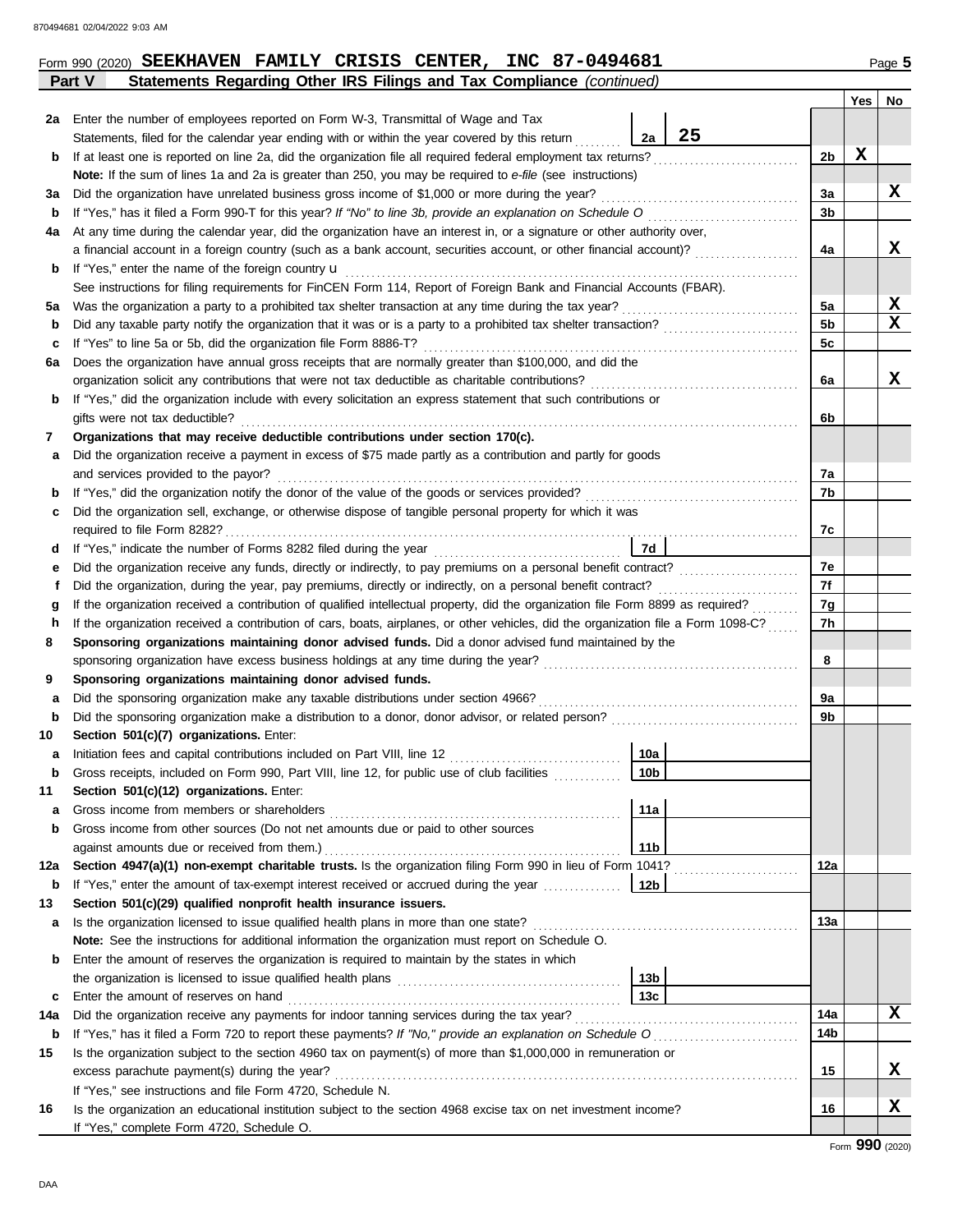Form 990 (2020) **SEEKHAVEN FAMILY CRISIS CENTER, INC 87-0494681** Page **5**

## Part V Statements Regarding Other IRS Filings and Tax Compliance *(continued)*

| | | | | Line | Yes | No |
|---|---|---|---|---|---|---|
| **2a** | Enter the number of employees reported on Form W-3, Transmittal of Wage and Tax Statements, filed for the calendar year ending with or within the year covered by this return | 2a | 25 | | | |
| **b** | If at least one is reported on line 2a, did the organization file all required federal employment tax returns? | | | 2b | X | |
| | **Note:** If the sum of lines 1a and 2a is greater than 250, you may be required to *e-file* (see instructions) | | | | | |
| **3a** | Did the organization have unrelated business gross income of $1,000 or more during the year? | | | 3a | | X |
| **b** | If "Yes," has it filed a Form 990-T for this year? *If "No" to line 3b, provide an explanation on Schedule O* | | | 3b | | |
| **4a** | At any time during the calendar year, did the organization have an interest in, or a signature or other authority over, a financial account in a foreign country (such as a bank account, securities account, or other financial account)? | | | 4a | | X |
| **b** | If "Yes," enter the name of the foreign country u | | | | | |
| | See instructions for filing requirements for FinCEN Form 114, Report of Foreign Bank and Financial Accounts (FBAR). | | | | | |
| **5a** | Was the organization a party to a prohibited tax shelter transaction at any time during the tax year? | | | 5a | | X |
| **b** | Did any taxable party notify the organization that it was or is a party to a prohibited tax shelter transaction? | | | 5b | | X |
| **c** | If "Yes" to line 5a or 5b, did the organization file Form 8886-T? | | | 5c | | |
| **6a** | Does the organization have annual gross receipts that are normally greater than $100,000, and did the organization solicit any contributions that were not tax deductible as charitable contributions? | | | 6a | | X |
| **b** | If "Yes," did the organization include with every solicitation an express statement that such contributions or gifts were not tax deductible? | | | 6b | | |
| **7** | **Organizations that may receive deductible contributions under section 170(c).** | | | | | |
| **a** | Did the organization receive a payment in excess of $75 made partly as a contribution and partly for goods and services provided to the payor? | | | 7a | | |
| **b** | If "Yes," did the organization notify the donor of the value of the goods or services provided? | | | 7b | | |
| **c** | Did the organization sell, exchange, or otherwise dispose of tangible personal property for which it was required to file Form 8282? | | | 7c | | |
| **d** | If "Yes," indicate the number of Forms 8282 filed during the year | 7d | | | | |
| **e** | Did the organization receive any funds, directly or indirectly, to pay premiums on a personal benefit contract? | | | 7e | | |
| **f** | Did the organization, during the year, pay premiums, directly or indirectly, on a personal benefit contract? | | | 7f | | |
| **g** | If the organization received a contribution of qualified intellectual property, did the organization file Form 8899 as required? | | | 7g | | |
| **h** | If the organization received a contribution of cars, boats, airplanes, or other vehicles, did the organization file a Form 1098-C? | | | 7h | | |
| **8** | **Sponsoring organizations maintaining donor advised funds.** Did a donor advised fund maintained by the sponsoring organization have excess business holdings at any time during the year? | | | 8 | | |
| **9** | **Sponsoring organizations maintaining donor advised funds.** | | | | | |
| **a** | Did the sponsoring organization make any taxable distributions under section 4966? | | | 9a | | |
| **b** | Did the sponsoring organization make a distribution to a donor, donor advisor, or related person? | | | 9b | | |
| **10** | **Section 501(c)(7) organizations.** Enter: | | | | | |
| **a** | Initiation fees and capital contributions included on Part VIII, line 12 | 10a | | | | |
| **b** | Gross receipts, included on Form 990, Part VIII, line 12, for public use of club facilities | 10b | | | | |
| **11** | **Section 501(c)(12) organizations.** Enter: | | | | | |
| **a** | Gross income from members or shareholders | 11a | | | | |
| **b** | Gross income from other sources (Do not net amounts due or paid to other sources against amounts due or received from them.) | 11b | | | | |
| **12a** | **Section 4947(a)(1) non-exempt charitable trusts.** Is the organization filing Form 990 in lieu of Form 1041? | | | 12a | | |
| **b** | If "Yes," enter the amount of tax-exempt interest received or accrued during the year | 12b | | | | |
| **13** | **Section 501(c)(29) qualified nonprofit health insurance issuers.** | | | | | |
| **a** | Is the organization licensed to issue qualified health plans in more than one state? | | | 13a | | |
| | **Note:** See the instructions for additional information the organization must report on Schedule O. | | | | | |
| **b** | Enter the amount of reserves the organization is required to maintain by the states in which the organization is licensed to issue qualified health plans | 13b | | | | |
| **c** | Enter the amount of reserves on hand | 13c | | | | |
| **14a** | Did the organization receive any payments for indoor tanning services during the tax year? | | | 14a | | X |
| **b** | If "Yes," has it filed a Form 720 to report these payments? *If "No," provide an explanation on Schedule O* | | | 14b | | |
| **15** | Is the organization subject to the section 4960 tax on payment(s) of more than $1,000,000 in remuneration or excess parachute payment(s) during the year? | | | 15 | | X |
| | If "Yes," see instructions and file Form 4720, Schedule N. | | | | | |
| **16** | Is the organization an educational institution subject to the section 4968 excise tax on net investment income? | | | 16 | | X |
| | If "Yes," complete Form 4720, Schedule O. | | | | | |

Form **990** (2020)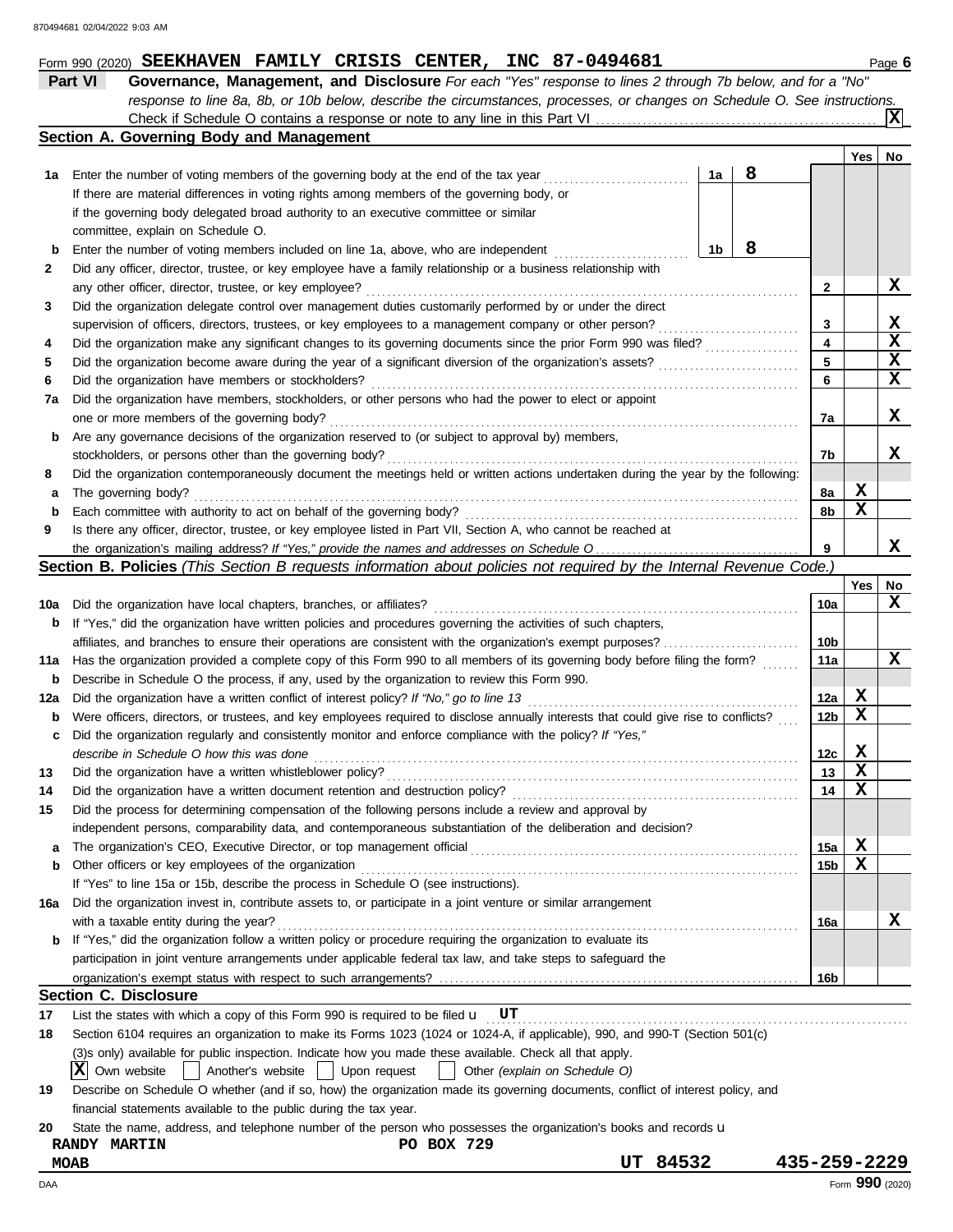Form 990 (2020) **SEEKHAVEN FAMILY CRISIS CENTER, INC 87-0494681** Page **6**

**Part VI** **Governance, Management, and Disclosure** *For each "Yes" response to lines 2 through 7b below, and for a "No" response to line 8a, 8b, or 10b below, describe the circumstances, processes, or changes on Schedule O. See instructions.*

Check if Schedule O contains a response or note to any line in this Part VI ..... [X]

**Section A. Governing Body and Management**

| | | | | Yes | No |
|---|---|---|---|---|---|
| **1a** | Enter the number of voting members of the governing body at the end of the tax year ..... | **1a** 8 | | | |
| | If there are material differences in voting rights among members of the governing body, or if the governing body delegated broad authority to an executive committee or similar committee, explain on Schedule O. | | | | |
| **b** | Enter the number of voting members included on line 1a, above, who are independent ..... | **1b** 8 | | | |
| **2** | Did any officer, director, trustee, or key employee have a family relationship or a business relationship with any other officer, director, trustee, or key employee? | | **2** | | X |
| **3** | Did the organization delegate control over management duties customarily performed by or under the direct supervision of officers, directors, trustees, or key employees to a management company or other person? | | **3** | | X |
| **4** | Did the organization make any significant changes to its governing documents since the prior Form 990 was filed? | | **4** | | X |
| **5** | Did the organization become aware during the year of a significant diversion of the organization's assets? | | **5** | | X |
| **6** | Did the organization have members or stockholders? | | **6** | | X |
| **7a** | Did the organization have members, stockholders, or other persons who had the power to elect or appoint one or more members of the governing body? | | **7a** | | X |
| **b** | Are any governance decisions of the organization reserved to (or subject to approval by) members, stockholders, or persons other than the governing body? | | **7b** | | X |
| **8** | Did the organization contemporaneously document the meetings held or written actions undertaken during the year by the following: | | | | |
| **a** | The governing body? | | **8a** | X | |
| **b** | Each committee with authority to act on behalf of the governing body? | | **8b** | X | |
| **9** | Is there any officer, director, trustee, or key employee listed in Part VII, Section A, who cannot be reached at the organization's mailing address? *If "Yes," provide the names and addresses on Schedule O* | | **9** | | X |

**Section B. Policies** *(This Section B requests information about policies not required by the Internal Revenue Code.)*

| | | | Yes | No |
|---|---|---|---|---|
| **10a** | Did the organization have local chapters, branches, or affiliates? | **10a** | | X |
| **b** | If "Yes," did the organization have written policies and procedures governing the activities of such chapters, affiliates, and branches to ensure their operations are consistent with the organization's exempt purposes? | **10b** | | |
| **11a** | Has the organization provided a complete copy of this Form 990 to all members of its governing body before filing the form? | **11a** | | X |
| **b** | Describe in Schedule O the process, if any, used by the organization to review this Form 990. | | | |
| **12a** | Did the organization have a written conflict of interest policy? *If "No," go to line 13* | **12a** | X | |
| **b** | Were officers, directors, or trustees, and key employees required to disclose annually interests that could give rise to conflicts? | **12b** | X | |
| **c** | Did the organization regularly and consistently monitor and enforce compliance with the policy? *If "Yes," describe in Schedule O how this was done* | **12c** | X | |
| **13** | Did the organization have a written whistleblower policy? | **13** | X | |
| **14** | Did the organization have a written document retention and destruction policy? | **14** | X | |
| **15** | Did the process for determining compensation of the following persons include a review and approval by independent persons, comparability data, and contemporaneous substantiation of the deliberation and decision? | | | |
| **a** | The organization's CEO, Executive Director, or top management official | **15a** | X | |
| **b** | Other officers or key employees of the organization | **15b** | X | |
| | If "Yes" to line 15a or 15b, describe the process in Schedule O (see instructions). | | | |
| **16a** | Did the organization invest in, contribute assets to, or participate in a joint venture or similar arrangement with a taxable entity during the year? | **16a** | | X |
| **b** | If "Yes," did the organization follow a written policy or procedure requiring the organization to evaluate its participation in joint venture arrangements under applicable federal tax law, and take steps to safeguard the organization's exempt status with respect to such arrangements? | **16b** | | |

**Section C. Disclosure**

**17** List the states with which a copy of this Form 990 is required to be filed u **UT**

**18** Section 6104 requires an organization to make its Forms 1023 (1024 or 1024-A, if applicable), 990, and 990-T (Section 501(c)(3)s only) available for public inspection. Indicate how you made these available. Check all that apply.

[X] Own website [ ] Another's website [ ] Upon request [ ] Other *(explain on Schedule O)*

**19** Describe on Schedule O whether (and if so, how) the organization made its governing documents, conflict of interest policy, and financial statements available to the public during the tax year.

**20** State the name, address, and telephone number of the person who possesses the organization's books and records u

**RANDY MARTIN** **PO BOX 729**
**MOAB** **UT 84532** **435-259-2229**

DAA Form **990** (2020)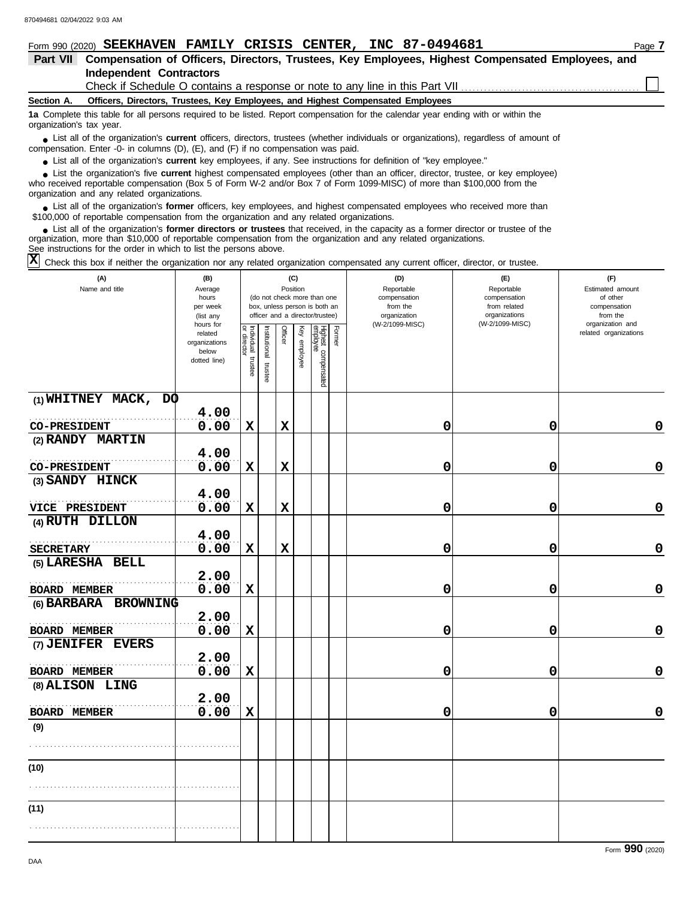Form 990 (2020) **SEEKHAVEN FAMILY CRISIS CENTER, INC 87-0494681** Page **7**

## Part VII Compensation of Officers, Directors, Trustees, Key Employees, Highest Compensated Employees, and Independent Contractors

Check if Schedule O contains a response or note to any line in this Part VII ☐

### Section A. Officers, Directors, Trustees, Key Employees, and Highest Compensated Employees

**1a** Complete this table for all persons required to be listed. Report compensation for the calendar year ending with or within the organization's tax year.

- List all of the organization's **current** officers, directors, trustees (whether individuals or organizations), regardless of amount of compensation. Enter -0- in columns (D), (E), and (F) if no compensation was paid.
- List all of the organization's **current** key employees, if any. See instructions for definition of "key employee."
- List the organization's five **current** highest compensated employees (other than an officer, director, trustee, or key employee) who received reportable compensation (Box 5 of Form W-2 and/or Box 7 of Form 1099-MISC) of more than $100,000 from the organization and any related organizations.
- List all of the organization's **former** officers, key employees, and highest compensated employees who received more than $100,000 of reportable compensation from the organization and any related organizations.
- List all of the organization's **former directors or trustees** that received, in the capacity as a former director or trustee of the organization, more than $10,000 of reportable compensation from the organization and any related organizations.

See instructions for the order in which to list the persons above.

☒ Check this box if neither the organization nor any related organization compensated any current officer, director, or trustee.

| (A) Name and title | (B) Average hours per week (list any hours for related organizations below dotted line) | (C) Position: Individual trustee or director | Institutional trustee | Officer | Key employee | Highest compensated employee | Former | (D) Reportable compensation from the organization (W-2/1099-MISC) | (E) Reportable compensation from related organizations (W-2/1099-MISC) | (F) Estimated amount of other compensation from the organization and related organizations |
|---|---|---|---|---|---|---|---|---|---|---|
| (1) WHITNEY MACK, DO<br>CO-PRESIDENT | 4.00<br>0.00 | X | | X | | | | 0 | 0 | 0 |
| (2) RANDY MARTIN<br>CO-PRESIDENT | 4.00<br>0.00 | X | | X | | | | 0 | 0 | 0 |
| (3) SANDY HINCK<br>VICE PRESIDENT | 4.00<br>0.00 | X | | X | | | | 0 | 0 | 0 |
| (4) RUTH DILLON<br>SECRETARY | 4.00<br>0.00 | X | | X | | | | 0 | 0 | 0 |
| (5) LARESHA BELL<br>BOARD MEMBER | 2.00<br>0.00 | X | | | | | | 0 | 0 | 0 |
| (6) BARBARA BROWNING<br>BOARD MEMBER | 2.00<br>0.00 | X | | | | | | 0 | 0 | 0 |
| (7) JENIFER EVERS<br>BOARD MEMBER | 2.00<br>0.00 | X | | | | | | 0 | 0 | 0 |
| (8) ALISON LING<br>BOARD MEMBER | 2.00<br>0.00 | X | | | | | | 0 | 0 | 0 |
| (9) | | | | | | | | | | |
| (10) | | | | | | | | | | |
| (11) | | | | | | | | | | |

Form **990** (2020)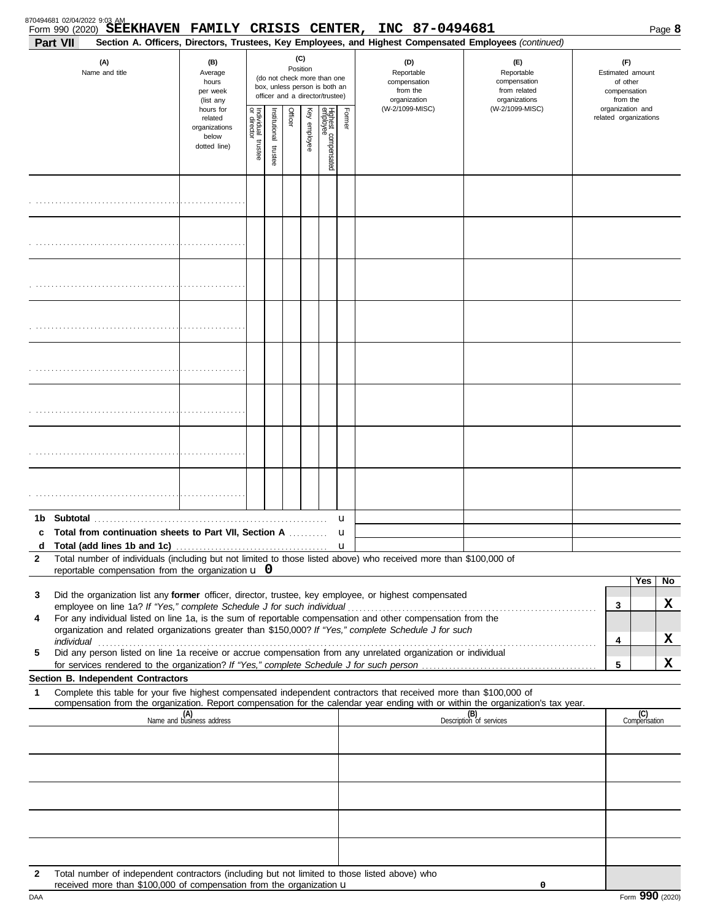870494681 02/04/2022 9:03 AM

Form 990 (2020) **SEEKHAVEN FAMILY CRISIS CENTER, INC 87-0494681** Page **8**

**Part VII** **Section A. Officers, Directors, Trustees, Key Employees, and Highest Compensated Employees** *(continued)*

| (A) Name and title | (B) Average hours per week (list any hours for related organizations below dotted line) | (C) Position (do not check more than one box, unless person is both an officer and a director/trustee) | | | | | | (D) Reportable compensation from the organization (W-2/1099-MISC) | (E) Reportable compensation from related organizations (W-2/1099-MISC) | (F) Estimated amount of other compensation from the organization and related organizations |
|---|---|---|---|---|---|---|---|---|---|---|
| | | Individual trustee or director | Institutional trustee | Officer | Key employee | Highest compensated employee | Former | | | |
| | | | | | | | | | | |
| | | | | | | | | | | |
| | | | | | | | | | | |
| | | | | | | | | | | |
| | | | | | | | | | | |
| | | | | | | | | | | |
| | | | | | | | | | | |
| | | | | | | | | | | |

**1b Subtotal** ▸

**c Total from continuation sheets to Part VII, Section A** ▸

**d Total (add lines 1b and 1c)** ▸

**2** Total number of individuals (including but not limited to those listed above) who received more than $100,000 of reportable compensation from the organization ▸ **0**

| | | | Yes | No |
|---|---|---|---|---|
| **3** | Did the organization list any **former** officer, director, trustee, key employee, or highest compensated employee on line 1a? *If "Yes," complete Schedule J for such individual* | 3 | | X |
| **4** | For any individual listed on line 1a, is the sum of reportable compensation and other compensation from the organization and related organizations greater than $150,000? *If "Yes," complete Schedule J for such individual* | 4 | | X |
| **5** | Did any person listed on line 1a receive or accrue compensation from any unrelated organization or individual for services rendered to the organization? *If "Yes," complete Schedule J for such person* | 5 | | X |

**Section B. Independent Contractors**

**1** Complete this table for your five highest compensated independent contractors that received more than $100,000 of compensation from the organization. Report compensation for the calendar year ending with or within the organization's tax year.

| (A) Name and business address | (B) Description of services | (C) Compensation |
|---|---|---|
| | | |
| | | |
| | | |
| | | |
| | | |

**2** Total number of independent contractors (including but not limited to those listed above) who received more than $100,000 of compensation from the organization ▸ **0**

DAA Form **990** (2020)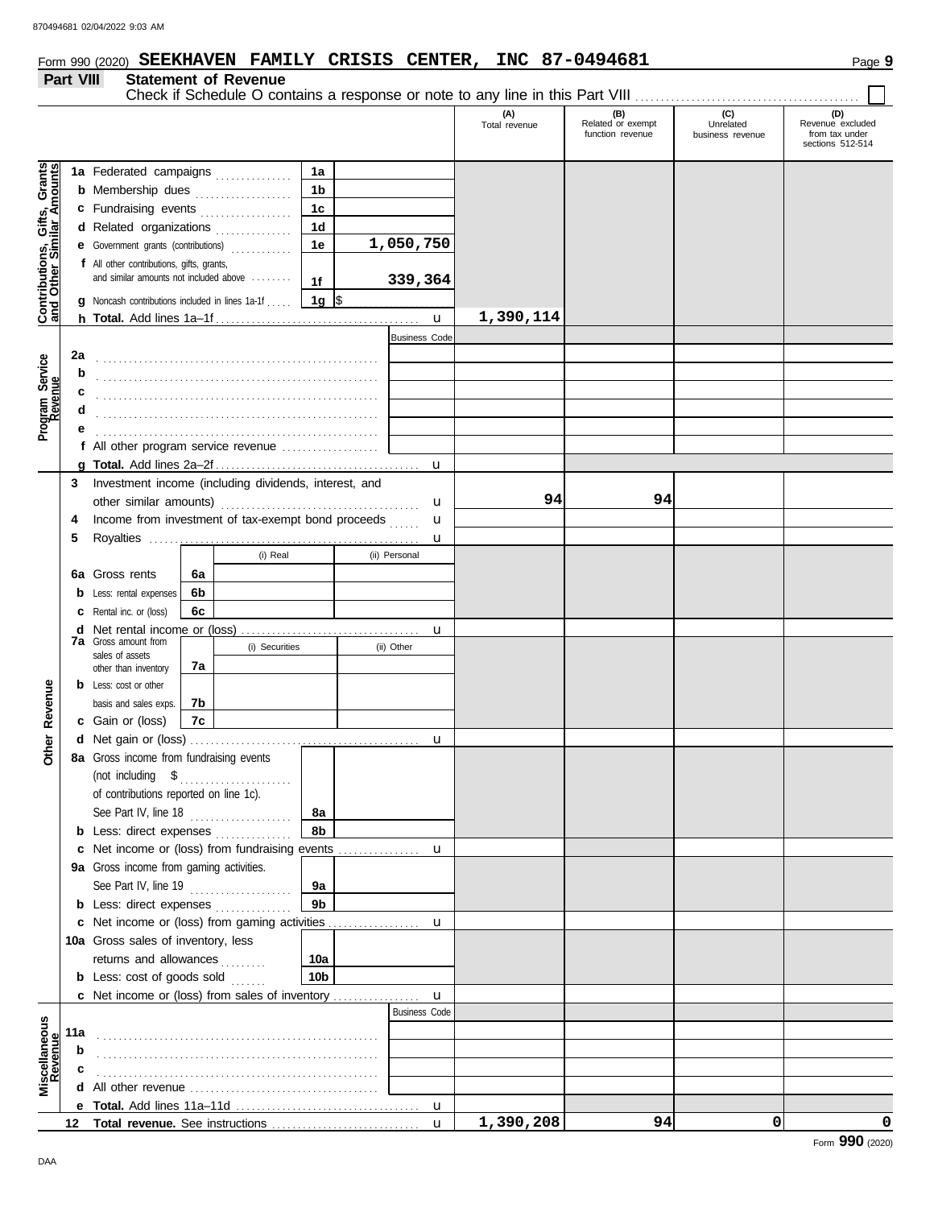Form 990 (2020) **SEEKHAVEN FAMILY CRISIS CENTER, INC 87-0494681**

## Part VIII Statement of Revenue

Check if Schedule O contains a response or note to any line in this Part VIII ☐

| | | | | (A) Total revenue | (B) Related or exempt function revenue | (C) Unrelated business revenue | (D) Revenue excluded from tax under sections 512-514 |
|---|---|---|---|---|---|---|---|
| **Contributions, Gifts, Grants and Other Similar Amounts** | 1a Federated campaigns | 1a | | | | | |
| | b Membership dues | 1b | | | | | |
| | c Fundraising events | 1c | | | | | |
| | d Related organizations | 1d | | | | | |
| | e Government grants (contributions) | 1e | 1,050,750 | | | | |
| | f All other contributions, gifts, grants, and similar amounts not included above | 1f | 339,364 | | | | |
| | g Noncash contributions included in lines 1a-1f | 1g | $ | | | | |
| | h **Total.** Add lines 1a–1f | | | 1,390,114 | | | |
| **Program Service Revenue** | | | Business Code | | | | |
| | 2a | | | | | | |
| | b | | | | | | |
| | c | | | | | | |
| | d | | | | | | |
| | e | | | | | | |
| | f All other program service revenue | | | | | | |
| | g **Total.** Add lines 2a–2f | | | | | | |
| **Other Revenue** | 3 Investment income (including dividends, interest, and other similar amounts) | | | 94 | 94 | | |
| | 4 Income from investment of tax-exempt bond proceeds | | | | | | |
| | 5 Royalties | | | | | | |
| | | | (i) Real / (ii) Personal | | | | |
| | 6a Gross rents | 6a | | | | | |
| | b Less: rental expenses | 6b | | | | | |
| | c Rental inc. or (loss) | 6c | | | | | |
| | d Net rental income or (loss) | | | | | | |
| | | | (i) Securities / (ii) Other | | | | |
| | 7a Gross amount from sales of assets other than inventory | 7a | | | | | |
| | b Less: cost or other basis and sales exps. | 7b | | | | | |
| | c Gain or (loss) | 7c | | | | | |
| | d Net gain or (loss) | | | | | | |
| | 8a Gross income from fundraising events (not including $ of contributions reported on line 1c). See Part IV, line 18 | 8a | | | | | |
| | b Less: direct expenses | 8b | | | | | |
| | c Net income or (loss) from fundraising events | | | | | | |
| | 9a Gross income from gaming activities. See Part IV, line 19 | 9a | | | | | |
| | b Less: direct expenses | 9b | | | | | |
| | c Net income or (loss) from gaming activities | | | | | | |
| | 10a Gross sales of inventory, less returns and allowances | 10a | | | | | |
| | b Less: cost of goods sold | 10b | | | | | |
| | c Net income or (loss) from sales of inventory | | | | | | |
| **Miscellaneous Revenue** | | | Business Code | | | | |
| | 11a | | | | | | |
| | b | | | | | | |
| | c | | | | | | |
| | d All other revenue | | | | | | |
| | e **Total.** Add lines 11a–11d | | | | | | |
| | 12 **Total revenue.** See instructions | | | 1,390,208 | 94 | 0 | 0 |

Form **990** (2020)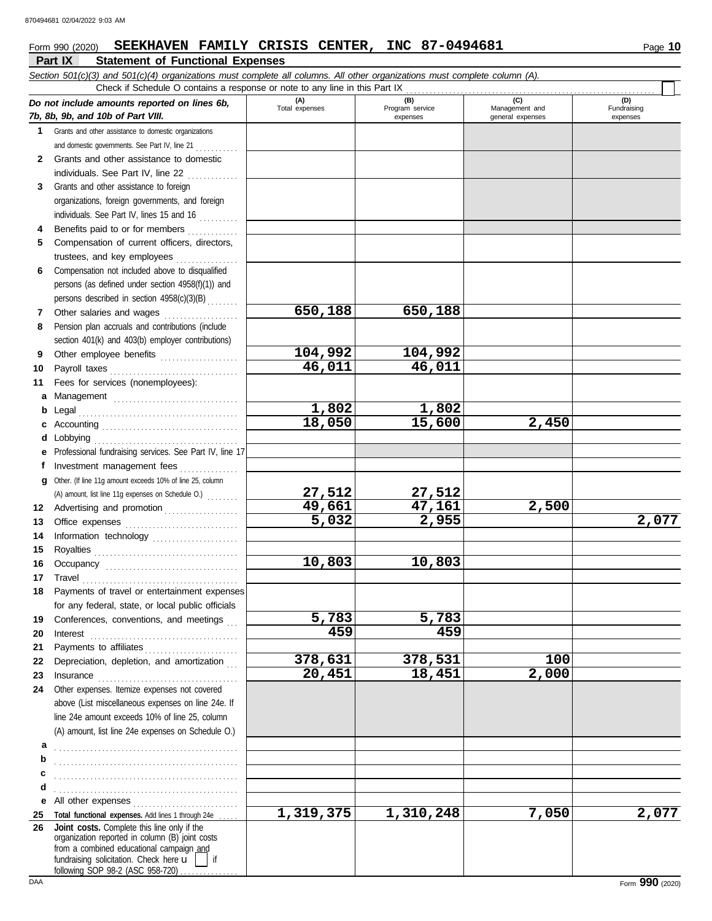Form 990 (2020) **SEEKHAVEN FAMILY CRISIS CENTER, INC 87-0494681** Page **10**

## Part IX Statement of Functional Expenses

*Section 501(c)(3) and 501(c)(4) organizations must complete all columns. All other organizations must complete column (A).*

Check if Schedule O contains a response or note to any line in this Part IX . . . . . . . . . . ☐

| *Do not include amounts reported on lines 6b, 7b, 8b, 9b, and 10b of Part VIII.* | (A) Total expenses | (B) Program service expenses | (C) Management and general expenses | (D) Fundraising expenses |
|---|---|---|---|---|
| **1** Grants and other assistance to domestic organizations and domestic governments. See Part IV, line 21 | | | | |
| **2** Grants and other assistance to domestic individuals. See Part IV, line 22 | | | | |
| **3** Grants and other assistance to foreign organizations, foreign governments, and foreign individuals. See Part IV, lines 15 and 16 | | | | |
| **4** Benefits paid to or for members | | | | |
| **5** Compensation of current officers, directors, trustees, and key employees | | | | |
| **6** Compensation not included above to disqualified persons (as defined under section 4958(f)(1)) and persons described in section 4958(c)(3)(B) | | | | |
| **7** Other salaries and wages | 650,188 | 650,188 | | |
| **8** Pension plan accruals and contributions (include section 401(k) and 403(b) employer contributions) | | | | |
| **9** Other employee benefits | 104,992 | 104,992 | | |
| **10** Payroll taxes | 46,011 | 46,011 | | |
| **11** Fees for services (nonemployees): | | | | |
| **a** Management | | | | |
| **b** Legal | 1,802 | 1,802 | | |
| **c** Accounting | 18,050 | 15,600 | 2,450 | |
| **d** Lobbying | | | | |
| **e** Professional fundraising services. See Part IV, line 17 | | | | |
| **f** Investment management fees | | | | |
| **g** Other. (If line 11g amount exceeds 10% of line 25, column (A) amount, list line 11g expenses on Schedule O.) | 27,512 | 27,512 | | |
| **12** Advertising and promotion | 49,661 | 47,161 | 2,500 | |
| **13** Office expenses | 5,032 | 2,955 | | 2,077 |
| **14** Information technology | | | | |
| **15** Royalties | | | | |
| **16** Occupancy | 10,803 | 10,803 | | |
| **17** Travel | | | | |
| **18** Payments of travel or entertainment expenses for any federal, state, or local public officials | | | | |
| **19** Conferences, conventions, and meetings | 5,783 | 5,783 | | |
| **20** Interest | 459 | 459 | | |
| **21** Payments to affiliates | | | | |
| **22** Depreciation, depletion, and amortization | 378,631 | 378,531 | 100 | |
| **23** Insurance | 20,451 | 18,451 | 2,000 | |
| **24** Other expenses. Itemize expenses not covered above (List miscellaneous expenses on line 24e. If line 24e amount exceeds 10% of line 25, column (A) amount, list line 24e expenses on Schedule O.) | | | | |
| **a** | | | | |
| **b** | | | | |
| **c** | | | | |
| **d** | | | | |
| **e** All other expenses | | | | |
| **25 Total functional expenses.** Add lines 1 through 24e | 1,319,375 | 1,310,248 | 7,050 | 2,077 |
| **26 Joint costs.** Complete this line only if the organization reported in column (B) joint costs from a combined educational campaign and fundraising solicitation. Check here ☐ if following SOP 98-2 (ASC 958-720) | | | | |

Form **990** (2020)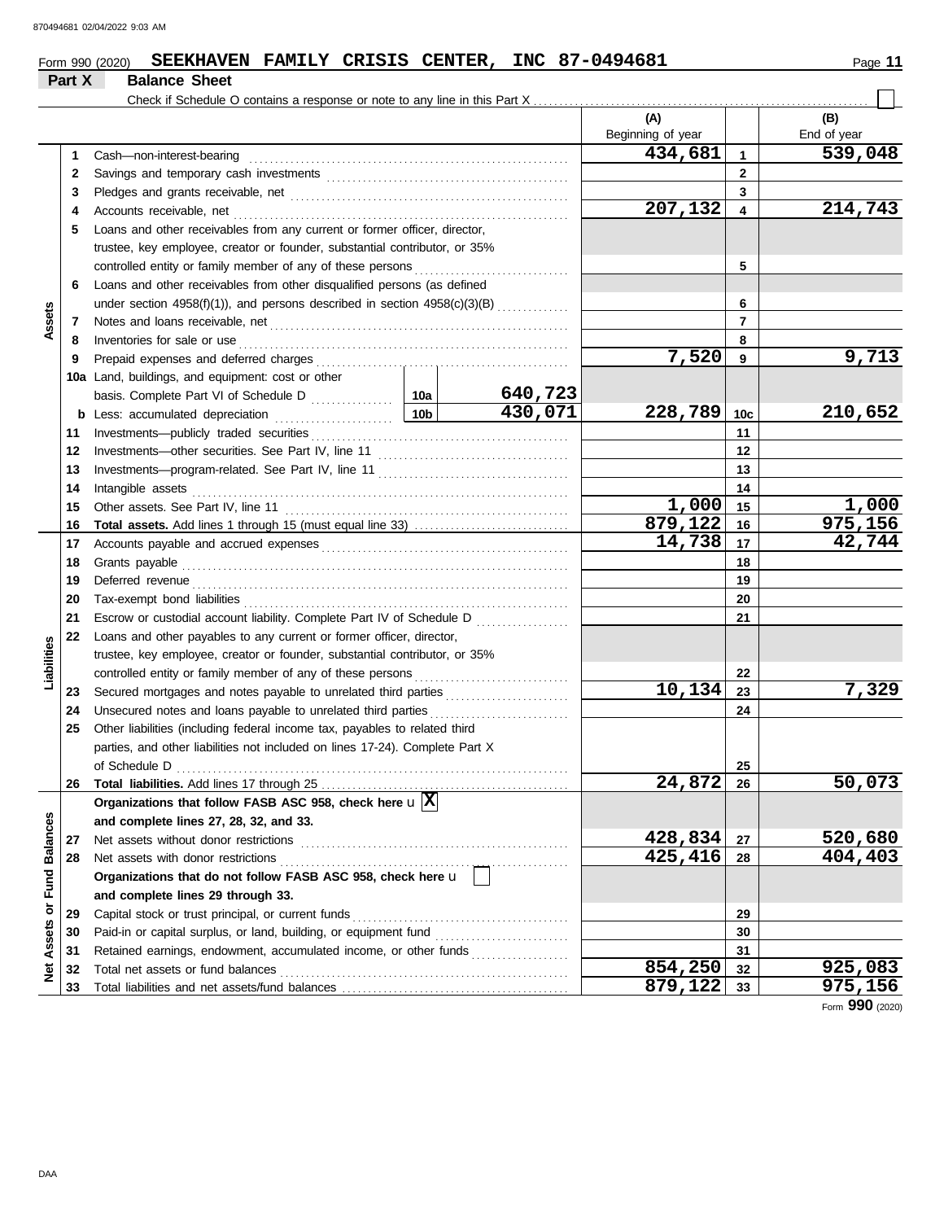Form 990 (2020) **SEEKHAVEN FAMILY CRISIS CENTER, INC 87-0494681**

## Part X Balance Sheet

Check if Schedule O contains a response or note to any line in this Part X . . . . . ☐

| | | | | | (A) Beginning of year | | (B) End of year |
|---|---|---|---|---|---|---|---|
| **Assets** | 1 | Cash—non-interest-bearing | | | 434,681 | 1 | 539,048 |
| | 2 | Savings and temporary cash investments | | | | 2 | |
| | 3 | Pledges and grants receivable, net | | | | 3 | |
| | 4 | Accounts receivable, net | | | 207,132 | 4 | 214,743 |
| | 5 | Loans and other receivables from any current or former officer, director, trustee, key employee, creator or founder, substantial contributor, or 35% controlled entity or family member of any of these persons | | | | 5 | |
| | 6 | Loans and other receivables from other disqualified persons (as defined under section 4958(f)(1)), and persons described in section 4958(c)(3)(B) | | | | 6 | |
| | 7 | Notes and loans receivable, net | | | | 7 | |
| | 8 | Inventories for sale or use | | | | 8 | |
| | 9 | Prepaid expenses and deferred charges | | | 7,520 | 9 | 9,713 |
| | 10a | Land, buildings, and equipment: cost or other basis. Complete Part VI of Schedule D | 10a | 640,723 | | | |
| | b | Less: accumulated depreciation | 10b | 430,071 | 228,789 | 10c | 210,652 |
| | 11 | Investments—publicly traded securities | | | | 11 | |
| | 12 | Investments—other securities. See Part IV, line 11 | | | | 12 | |
| | 13 | Investments—program-related. See Part IV, line 11 | | | | 13 | |
| | 14 | Intangible assets | | | | 14 | |
| | 15 | Other assets. See Part IV, line 11 | | | 1,000 | 15 | 1,000 |
| | 16 | **Total assets.** Add lines 1 through 15 (must equal line 33) | | | 879,122 | 16 | 975,156 |
| **Liabilities** | 17 | Accounts payable and accrued expenses | | | 14,738 | 17 | 42,744 |
| | 18 | Grants payable | | | | 18 | |
| | 19 | Deferred revenue | | | | 19 | |
| | 20 | Tax-exempt bond liabilities | | | | 20 | |
| | 21 | Escrow or custodial account liability. Complete Part IV of Schedule D | | | | 21 | |
| | 22 | Loans and other payables to any current or former officer, director, trustee, key employee, creator or founder, substantial contributor, or 35% controlled entity or family member of any of these persons | | | | 22 | |
| | 23 | Secured mortgages and notes payable to unrelated third parties | | | 10,134 | 23 | 7,329 |
| | 24 | Unsecured notes and loans payable to unrelated third parties | | | | 24 | |
| | 25 | Other liabilities (including federal income tax, payables to related third parties, and other liabilities not included on lines 17-24). Complete Part X of Schedule D | | | | 25 | |
| | 26 | **Total liabilities.** Add lines 17 through 25 | | | 24,872 | 26 | 50,073 |
| **Net Assets or Fund Balances** | | **Organizations that follow FASB ASC 958, check here** ☒ **and complete lines 27, 28, 32, and 33.** | | | | | |
| | 27 | Net assets without donor restrictions | | | 428,834 | 27 | 520,680 |
| | 28 | Net assets with donor restrictions | | | 425,416 | 28 | 404,403 |
| | | **Organizations that do not follow FASB ASC 958, check here** ☐ **and complete lines 29 through 33.** | | | | | |
| | 29 | Capital stock or trust principal, or current funds | | | | 29 | |
| | 30 | Paid-in or capital surplus, or land, building, or equipment fund | | | | 30 | |
| | 31 | Retained earnings, endowment, accumulated income, or other funds | | | | 31 | |
| | 32 | Total net assets or fund balances | | | 854,250 | 32 | 925,083 |
| | 33 | Total liabilities and net assets/fund balances | | | 879,122 | 33 | 975,156 |

Form **990** (2020)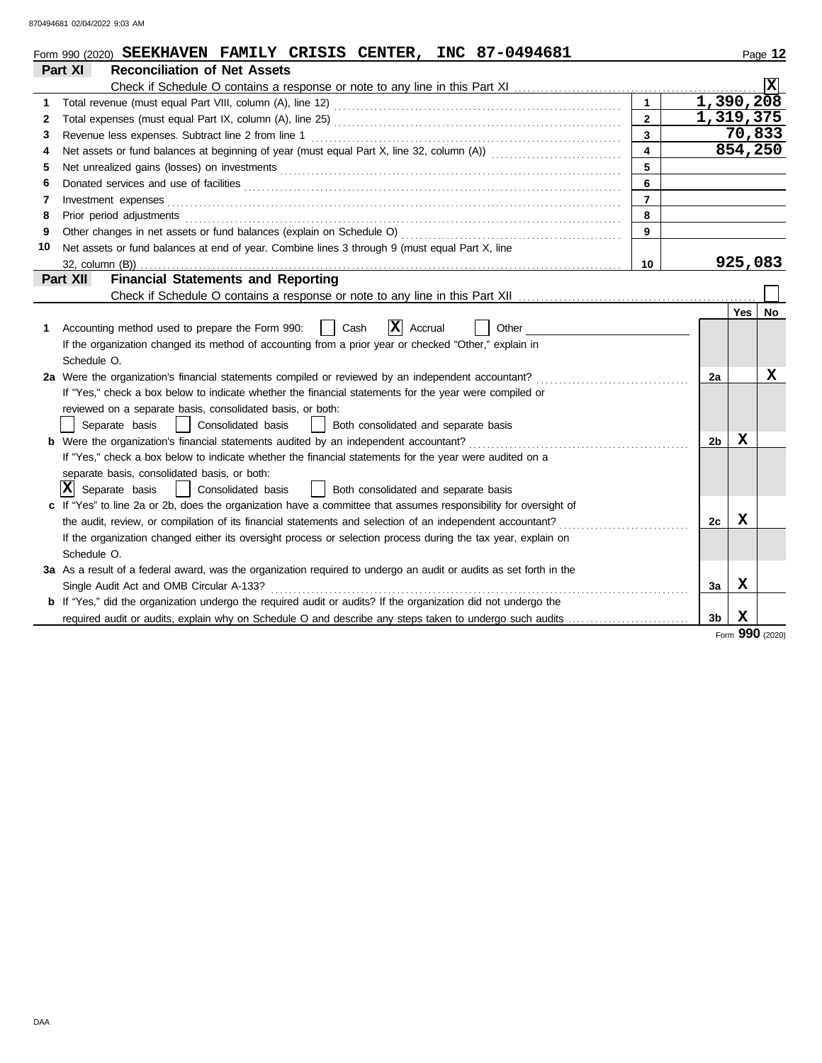Form 990 (2020) **SEEKHAVEN FAMILY CRISIS CENTER, INC 87-0494681** Page 12

## Part XI Reconciliation of Net Assets

Check if Schedule O contains a response or note to any line in this Part XI .......... [X]

| | | | |
|---|---|---|---|
| 1 | Total revenue (must equal Part VIII, column (A), line 12) | 1 | 1,390,208 |
| 2 | Total expenses (must equal Part IX, column (A), line 25) | 2 | 1,319,375 |
| 3 | Revenue less expenses. Subtract line 2 from line 1 | 3 | 70,833 |
| 4 | Net assets or fund balances at beginning of year (must equal Part X, line 32, column (A)) | 4 | 854,250 |
| 5 | Net unrealized gains (losses) on investments | 5 | |
| 6 | Donated services and use of facilities | 6 | |
| 7 | Investment expenses | 7 | |
| 8 | Prior period adjustments | 8 | |
| 9 | Other changes in net assets or fund balances (explain on Schedule O) | 9 | |
| 10 | Net assets or fund balances at end of year. Combine lines 3 through 9 (must equal Part X, line 32, column (B)) | 10 | 925,083 |

## Part XII Financial Statements and Reporting

Check if Schedule O contains a response or note to any line in this Part XII .......... [ ]

| | | | Yes | No |
|---|---|---|---|---|
| 1 | Accounting method used to prepare the Form 990: [ ] Cash [X] Accrual [ ] Other<br>If the organization changed its method of accounting from a prior year or checked "Other," explain in Schedule O. | | | |
| 2a | Were the organization's financial statements compiled or reviewed by an independent accountant?<br>If "Yes," check a box below to indicate whether the financial statements for the year were compiled or reviewed on a separate basis, consolidated basis, or both:<br>[ ] Separate basis [ ] Consolidated basis [ ] Both consolidated and separate basis | 2a | | X |
| b | Were the organization's financial statements audited by an independent accountant?<br>If "Yes," check a box below to indicate whether the financial statements for the year were audited on a separate basis, consolidated basis, or both:<br>[X] Separate basis [ ] Consolidated basis [ ] Both consolidated and separate basis | 2b | X | |
| c | If "Yes" to line 2a or 2b, does the organization have a committee that assumes responsibility for oversight of the audit, review, or compilation of its financial statements and selection of an independent accountant?<br>If the organization changed either its oversight process or selection process during the tax year, explain on Schedule O. | 2c | X | |
| 3a | As a result of a federal award, was the organization required to undergo an audit or audits as set forth in the Single Audit Act and OMB Circular A-133? | 3a | X | |
| b | If "Yes," did the organization undergo the required audit or audits? If the organization did not undergo the required audit or audits, explain why on Schedule O and describe any steps taken to undergo such audits | 3b | X | |

Form **990** (2020)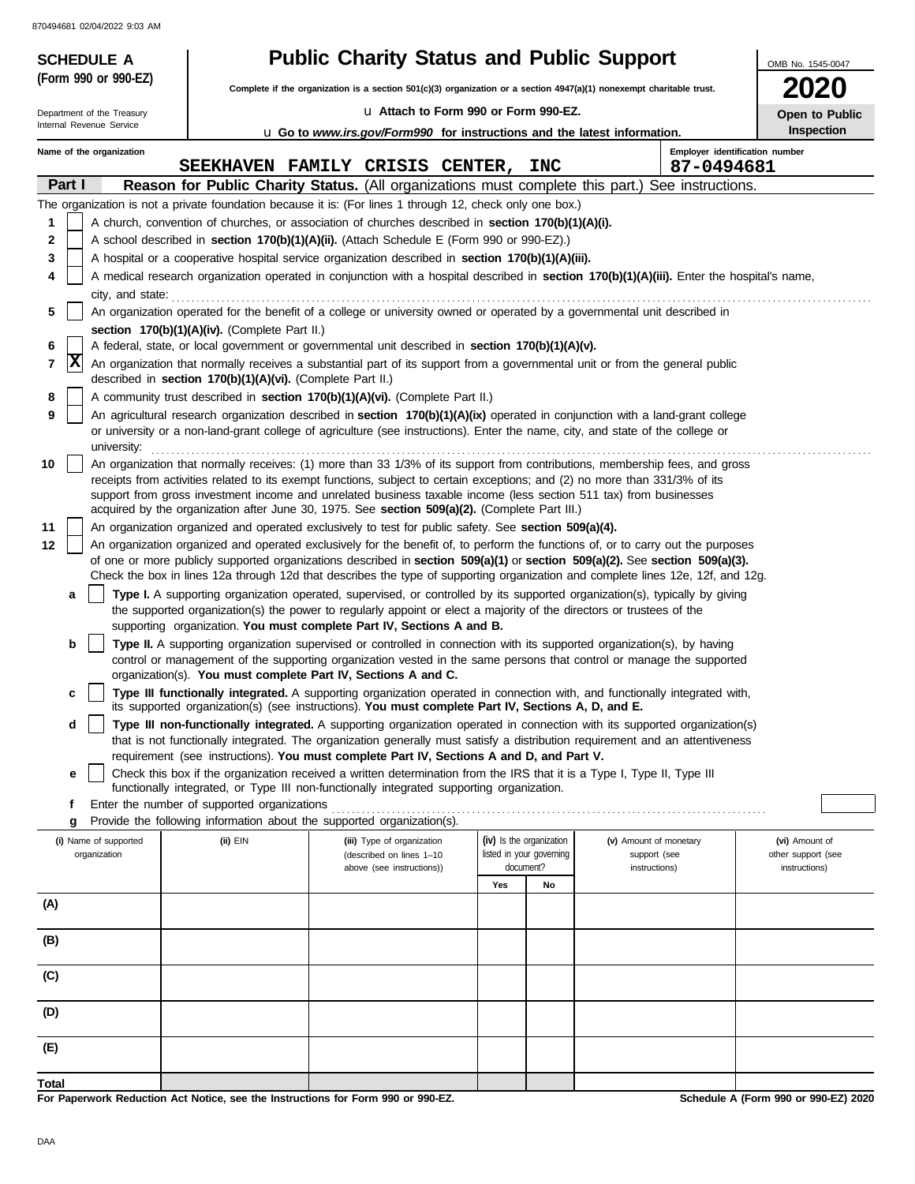870494681 02/04/2022 9:03 AM

**SCHEDULE A (Form 990 or 990-EZ)**

Department of the Treasury
Internal Revenue Service

# Public Charity Status and Public Support

**Complete if the organization is a section 501(c)(3) organization or a section 4947(a)(1) nonexempt charitable trust.**

u Attach to Form 990 or Form 990-EZ.

u Go to *www.irs.gov/Form990* for instructions and the latest information.

OMB No. 1545-0047

**2020**

**Open to Public Inspection**

Name of the organization: **SEEKHAVEN FAMILY CRISIS CENTER, INC**

Employer identification number: **87-0494681**

## Part I — Reason for Public Charity Status. (All organizations must complete this part.) See instructions.

The organization is not a private foundation because it is: (For lines 1 through 12, check only one box.)

1. [ ] A church, convention of churches, or association of churches described in **section 170(b)(1)(A)(i).**
2. [ ] A school described in **section 170(b)(1)(A)(ii).** (Attach Schedule E (Form 990 or 990-EZ).)
3. [ ] A hospital or a cooperative hospital service organization described in **section 170(b)(1)(A)(iii).**
4. [ ] A medical research organization operated in conjunction with a hospital described in **section 170(b)(1)(A)(iii).** Enter the hospital's name, city, and state:
5. [ ] An organization operated for the benefit of a college or university owned or operated by a governmental unit described in **section 170(b)(1)(A)(iv).** (Complete Part II.)
6. [ ] A federal, state, or local government or governmental unit described in **section 170(b)(1)(A)(v).**
7. [X] An organization that normally receives a substantial part of its support from a governmental unit or from the general public described in **section 170(b)(1)(A)(vi).** (Complete Part II.)
8. [ ] A community trust described in **section 170(b)(1)(A)(vi).** (Complete Part II.)
9. [ ] An agricultural research organization described in **section 170(b)(1)(A)(ix)** operated in conjunction with a land-grant college or university or a non-land-grant college of agriculture (see instructions). Enter the name, city, and state of the college or university:
10. [ ] An organization that normally receives: (1) more than 33 1/3% of its support from contributions, membership fees, and gross receipts from activities related to its exempt functions, subject to certain exceptions; and (2) no more than 331/3% of its support from gross investment income and unrelated business taxable income (less section 511 tax) from businesses acquired by the organization after June 30, 1975. See **section 509(a)(2).** (Complete Part III.)
11. [ ] An organization organized and operated exclusively to test for public safety. See **section 509(a)(4).**
12. [ ] An organization organized and operated exclusively for the benefit of, to perform the functions of, or to carry out the purposes of one or more publicly supported organizations described in **section 509(a)(1)** or **section 509(a)(2).** See **section 509(a)(3).** Check the box in lines 12a through 12d that describes the type of supporting organization and complete lines 12e, 12f, and 12g.
   - **a** [ ] **Type I.** A supporting organization operated, supervised, or controlled by its supported organization(s), typically by giving the supported organization(s) the power to regularly appoint or elect a majority of the directors or trustees of the supporting organization. **You must complete Part IV, Sections A and B.**
   - **b** [ ] **Type II.** A supporting organization supervised or controlled in connection with its supported organization(s), by having control or management of the supporting organization vested in the same persons that control or manage the supported organization(s). **You must complete Part IV, Sections A and C.**
   - **c** [ ] **Type III functionally integrated.** A supporting organization operated in connection with, and functionally integrated with, its supported organization(s) (see instructions). **You must complete Part IV, Sections A, D, and E.**
   - **d** [ ] **Type III non-functionally integrated.** A supporting organization operated in connection with its supported organization(s) that is not functionally integrated. The organization generally must satisfy a distribution requirement and an attentiveness requirement (see instructions). **You must complete Part IV, Sections A and D, and Part V.**
   - **e** [ ] Check this box if the organization received a written determination from the IRS that it is a Type I, Type II, Type III functionally integrated, or Type III non-functionally integrated supporting organization.
   - **f** Enter the number of supported organizations
   - **g** Provide the following information about the supported organization(s).

| (i) Name of supported organization | (ii) EIN | (iii) Type of organization (described on lines 1–10 above (see instructions)) | (iv) Is the organization listed in your governing document? Yes | No | (v) Amount of monetary support (see instructions) | (vi) Amount of other support (see instructions) |
|---|---|---|---|---|---|---|
| (A) | | | | | | |
| (B) | | | | | | |
| (C) | | | | | | |
| (D) | | | | | | |
| (E) | | | | | | |
| **Total** | | | | | | |

**For Paperwork Reduction Act Notice, see the Instructions for Form 990 or 990-EZ.**

**Schedule A (Form 990 or 990-EZ) 2020**

DAA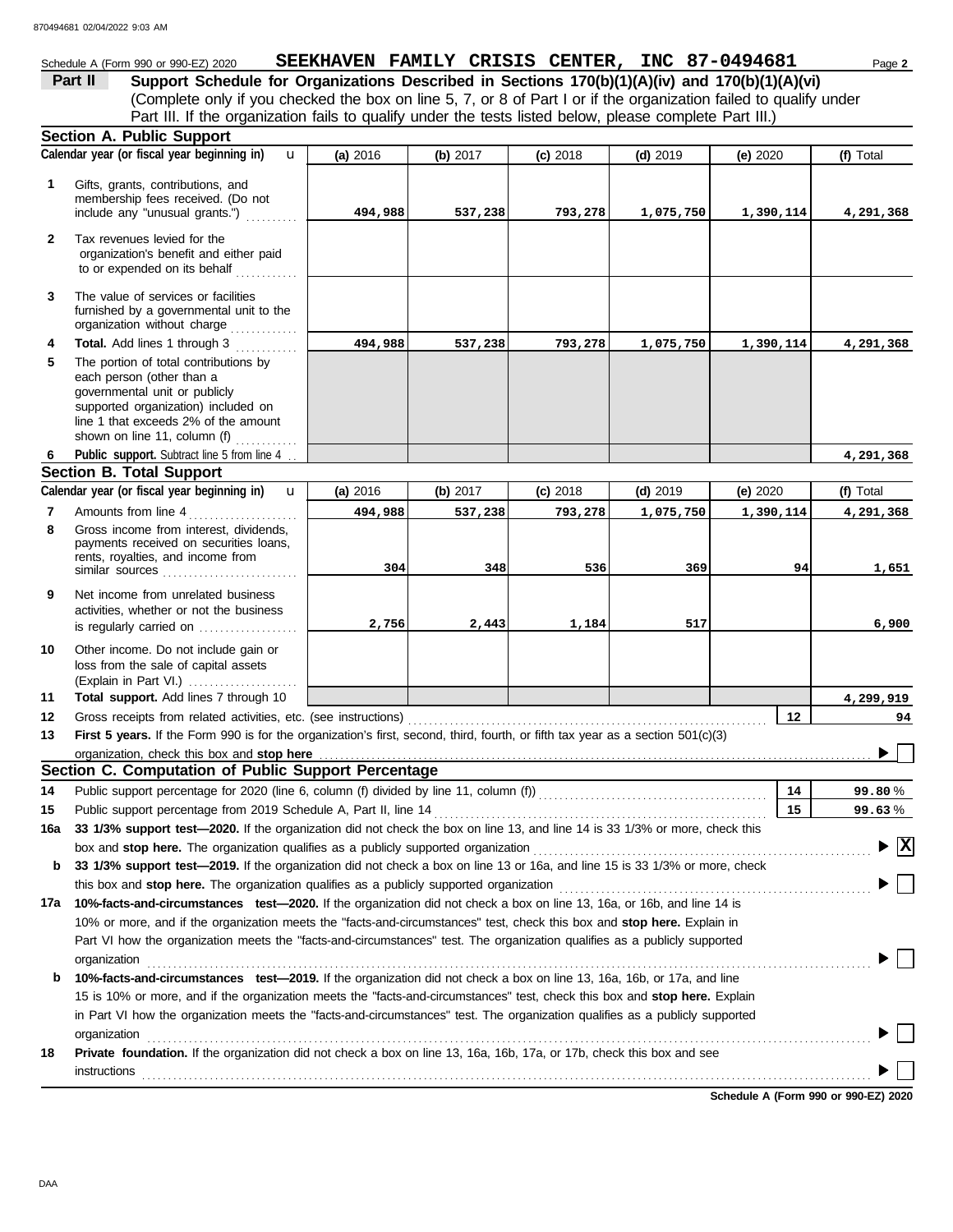Schedule A (Form 990 or 990-EZ) 2020 **SEEKHAVEN FAMILY CRISIS CENTER, INC 87-0494681** Page **2**

## Part II Support Schedule for Organizations Described in Sections 170(b)(1)(A)(iv) and 170(b)(1)(A)(vi)

(Complete only if you checked the box on line 5, 7, or 8 of Part I or if the organization failed to qualify under Part III. If the organization fails to qualify under the tests listed below, please complete Part III.)

### Section A. Public Support

| | Calendar year (or fiscal year beginning in) | (a) 2016 | (b) 2017 | (c) 2018 | (d) 2019 | (e) 2020 | (f) Total |
|---|---|---|---|---|---|---|---|
| 1 | Gifts, grants, contributions, and membership fees received. (Do not include any "unusual grants.") | 494,988 | 537,238 | 793,278 | 1,075,750 | 1,390,114 | 4,291,368 |
| 2 | Tax revenues levied for the organization's benefit and either paid to or expended on its behalf | | | | | | |
| 3 | The value of services or facilities furnished by a governmental unit to the organization without charge | | | | | | |
| 4 | **Total.** Add lines 1 through 3 | 494,988 | 537,238 | 793,278 | 1,075,750 | 1,390,114 | 4,291,368 |
| 5 | The portion of total contributions by each person (other than a governmental unit or publicly supported organization) included on line 1 that exceeds 2% of the amount shown on line 11, column (f) | | | | | | |
| 6 | **Public support.** Subtract line 5 from line 4 | | | | | | 4,291,368 |

### Section B. Total Support

| | Calendar year (or fiscal year beginning in) | (a) 2016 | (b) 2017 | (c) 2018 | (d) 2019 | (e) 2020 | (f) Total |
|---|---|---|---|---|---|---|---|
| 7 | Amounts from line 4 | 494,988 | 537,238 | 793,278 | 1,075,750 | 1,390,114 | 4,291,368 |
| 8 | Gross income from interest, dividends, payments received on securities loans, rents, royalties, and income from similar sources | 304 | 348 | 536 | 369 | 94 | 1,651 |
| 9 | Net income from unrelated business activities, whether or not the business is regularly carried on | 2,756 | 2,443 | 1,184 | 517 | | 6,900 |
| 10 | Other income. Do not include gain or loss from the sale of capital assets (Explain in Part VI.) | | | | | | |
| 11 | **Total support.** Add lines 7 through 10 | | | | | | 4,299,919 |

**12** Gross receipts from related activities, etc. (see instructions) — **12** — 94

**13** **First 5 years.** If the Form 990 is for the organization's first, second, third, fourth, or fifth tax year as a section 501(c)(3) organization, check this box and **stop here** ☐

### Section C. Computation of Public Support Percentage

**14** Public support percentage for 2020 (line 6, column (f) divided by line 11, column (f)) — **14** — 99.80 %

**15** Public support percentage from 2019 Schedule A, Part II, line 14 — **15** — 99.63 %

**16a** **33 1/3% support test—2020.** If the organization did not check the box on line 13, and line 14 is 33 1/3% or more, check this box and **stop here.** The organization qualifies as a publicly supported organization ☒

**b** **33 1/3% support test—2019.** If the organization did not check a box on line 13 or 16a, and line 15 is 33 1/3% or more, check this box and **stop here.** The organization qualifies as a publicly supported organization ☐

**17a** **10%-facts-and-circumstances test—2020.** If the organization did not check a box on line 13, 16a, or 16b, and line 14 is 10% or more, and if the organization meets the "facts-and-circumstances" test, check this box and **stop here.** Explain in Part VI how the organization meets the "facts-and-circumstances" test. The organization qualifies as a publicly supported organization ☐

**b** **10%-facts-and-circumstances test—2019.** If the organization did not check a box on line 13, 16a, 16b, or 17a, and line 15 is 10% or more, and if the organization meets the "facts-and-circumstances" test, check this box and **stop here.** Explain in Part VI how the organization meets the "facts-and-circumstances" test. The organization qualifies as a publicly supported organization ☐

**18** **Private foundation.** If the organization did not check a box on line 13, 16a, 16b, 17a, or 17b, check this box and see instructions ☐

**Schedule A (Form 990 or 990-EZ) 2020**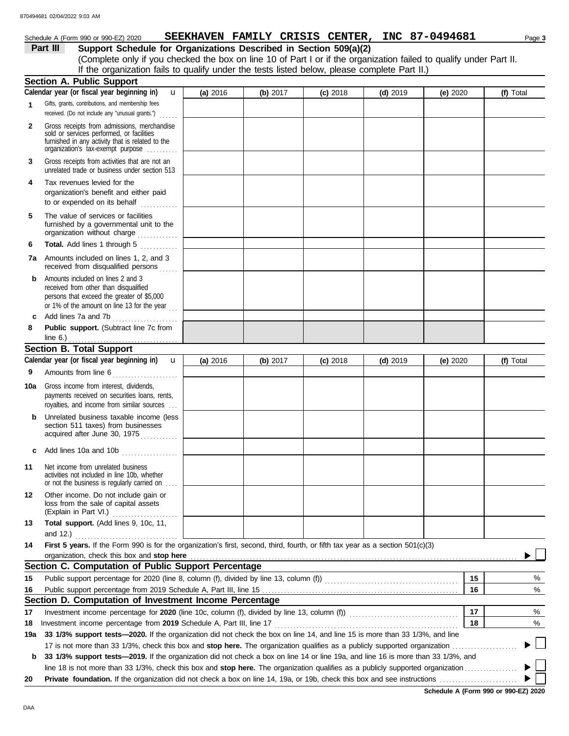Schedule A (Form 990 or 990-EZ) 2020 **SEEKHAVEN FAMILY CRISIS CENTER, INC 87-0494681**

## Part III Support Schedule for Organizations Described in Section 509(a)(2)

(Complete only if you checked the box on line 10 of Part I or if the organization failed to qualify under Part II. If the organization fails to qualify under the tests listed below, please complete Part II.)

### Section A. Public Support

| Calendar year (or fiscal year beginning in) | (a) 2016 | (b) 2017 | (c) 2018 | (d) 2019 | (e) 2020 | (f) Total |
|---|---|---|---|---|---|---|
| **1** Gifts, grants, contributions, and membership fees received. (Do not include any "unusual grants.") | | | | | | |
| **2** Gross receipts from admissions, merchandise sold or services performed, or facilities furnished in any activity that is related to the organization's tax-exempt purpose | | | | | | |
| **3** Gross receipts from activities that are not an unrelated trade or business under section 513 | | | | | | |
| **4** Tax revenues levied for the organization's benefit and either paid to or expended on its behalf | | | | | | |
| **5** The value of services or facilities furnished by a governmental unit to the organization without charge | | | | | | |
| **6** **Total.** Add lines 1 through 5 | | | | | | |
| **7a** Amounts included on lines 1, 2, and 3 received from disqualified persons | | | | | | |
| **b** Amounts included on lines 2 and 3 received from other than disqualified persons that exceed the greater of $5,000 or 1% of the amount on line 13 for the year | | | | | | |
| **c** Add lines 7a and 7b | | | | | | |
| **8** **Public support.** (Subtract line 7c from line 6.) | | | | | | |

### Section B. Total Support

| Calendar year (or fiscal year beginning in) | (a) 2016 | (b) 2017 | (c) 2018 | (d) 2019 | (e) 2020 | (f) Total |
|---|---|---|---|---|---|---|
| **9** Amounts from line 6 | | | | | | |
| **10a** Gross income from interest, dividends, payments received on securities loans, rents, royalties, and income from similar sources | | | | | | |
| **b** Unrelated business taxable income (less section 511 taxes) from businesses acquired after June 30, 1975 | | | | | | |
| **c** Add lines 10a and 10b | | | | | | |
| **11** Net income from unrelated business activities not included in line 10b, whether or not the business is regularly carried on | | | | | | |
| **12** Other income. Do not include gain or loss from the sale of capital assets (Explain in Part VI.) | | | | | | |
| **13** **Total support.** (Add lines 9, 10c, 11, and 12.) | | | | | | |

**14** **First 5 years.** If the Form 990 is for the organization's first, second, third, fourth, or fifth tax year as a section 501(c)(3) organization, check this box and **stop here** ☐

### Section C. Computation of Public Support Percentage

| | | | |
|---|---|---|---|
| **15** | Public support percentage for 2020 (line 8, column (f), divided by line 13, column (f)) | 15 | % |
| **16** | Public support percentage from 2019 Schedule A, Part III, line 15 | 16 | % |

### Section D. Computation of Investment Income Percentage

| | | | |
|---|---|---|---|
| **17** | Investment income percentage for **2020** (line 10c, column (f), divided by line 13, column (f)) | 17 | % |
| **18** | Investment income percentage from **2019** Schedule A, Part III, line 17 | 18 | % |

**19a** **33 1/3% support tests—2020.** If the organization did not check the box on line 14, and line 15 is more than 33 1/3%, and line 17 is not more than 33 1/3%, check this box and **stop here.** The organization qualifies as a publicly supported organization ☐

**b** **33 1/3% support tests—2019.** If the organization did not check a box on line 14 or line 19a, and line 16 is more than 33 1/3%, and line 18 is not more than 33 1/3%, check this box and **stop here.** The organization qualifies as a publicly supported organization ☐

**20** **Private foundation.** If the organization did not check a box on line 14, 19a, or 19b, check this box and see instructions ☐

**Schedule A (Form 990 or 990-EZ) 2020**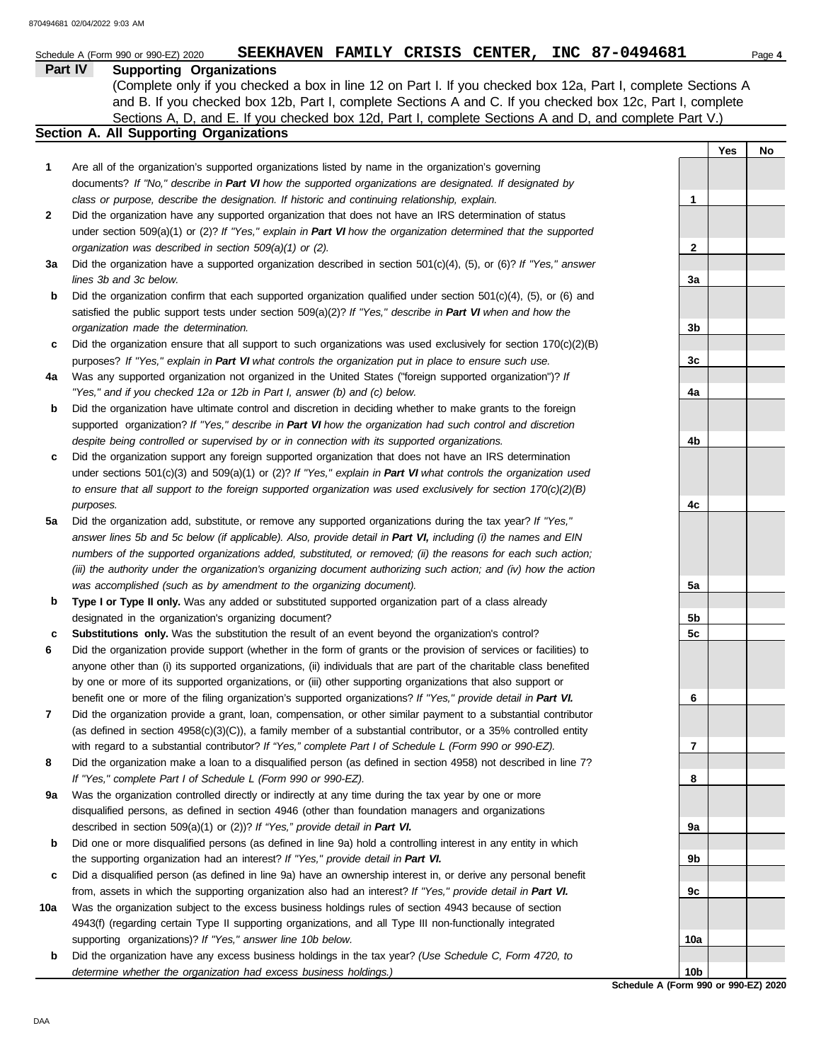Schedule A (Form 990 or 990-EZ) 2020 **SEEKHAVEN FAMILY CRISIS CENTER, INC 87-0494681**

## Part IV Supporting Organizations

(Complete only if you checked a box in line 12 on Part I. If you checked box 12a, Part I, complete Sections A and B. If you checked box 12b, Part I, complete Sections A and C. If you checked box 12c, Part I, complete Sections A, D, and E. If you checked box 12d, Part I, complete Sections A and D, and complete Part V.)

### Section A. All Supporting Organizations

| | | | Yes | No |
|---|---|---|---|---|
| **1** | Are all of the organization's supported organizations listed by name in the organization's governing documents? *If "No," describe in **Part VI** how the supported organizations are designated. If designated by class or purpose, describe the designation. If historic and continuing relationship, explain.* | 1 | | |
| **2** | Did the organization have any supported organization that does not have an IRS determination of status under section 509(a)(1) or (2)? *If "Yes," explain in **Part VI** how the organization determined that the supported organization was described in section 509(a)(1) or (2).* | 2 | | |
| **3a** | Did the organization have a supported organization described in section 501(c)(4), (5), or (6)? *If "Yes," answer lines 3b and 3c below.* | 3a | | |
| **b** | Did the organization confirm that each supported organization qualified under section 501(c)(4), (5), or (6) and satisfied the public support tests under section 509(a)(2)? *If "Yes," describe in **Part VI** when and how the organization made the determination.* | 3b | | |
| **c** | Did the organization ensure that all support to such organizations was used exclusively for section 170(c)(2)(B) purposes? *If "Yes," explain in **Part VI** what controls the organization put in place to ensure such use.* | 3c | | |
| **4a** | Was any supported organization not organized in the United States ("foreign supported organization")? *If "Yes," and if you checked 12a or 12b in Part I, answer (b) and (c) below.* | 4a | | |
| **b** | Did the organization have ultimate control and discretion in deciding whether to make grants to the foreign supported organization? *If "Yes," describe in **Part VI** how the organization had such control and discretion despite being controlled or supervised by or in connection with its supported organizations.* | 4b | | |
| **c** | Did the organization support any foreign supported organization that does not have an IRS determination under sections 501(c)(3) and 509(a)(1) or (2)? *If "Yes," explain in **Part VI** what controls the organization used to ensure that all support to the foreign supported organization was used exclusively for section 170(c)(2)(B) purposes.* | 4c | | |
| **5a** | Did the organization add, substitute, or remove any supported organizations during the tax year? *If "Yes," answer lines 5b and 5c below (if applicable). Also, provide detail in **Part VI,** including (i) the names and EIN numbers of the supported organizations added, substituted, or removed; (ii) the reasons for each such action; (iii) the authority under the organization's organizing document authorizing such action; and (iv) how the action was accomplished (such as by amendment to the organizing document).* | 5a | | |
| **b** | **Type I or Type II only.** Was any added or substituted supported organization part of a class already designated in the organization's organizing document? | 5b | | |
| **c** | **Substitutions only.** Was the substitution the result of an event beyond the organization's control? | 5c | | |
| **6** | Did the organization provide support (whether in the form of grants or the provision of services or facilities) to anyone other than (i) its supported organizations, (ii) individuals that are part of the charitable class benefited by one or more of its supported organizations, or (iii) other supporting organizations that also support or benefit one or more of the filing organization's supported organizations? *If "Yes," provide detail in **Part VI.*** | 6 | | |
| **7** | Did the organization provide a grant, loan, compensation, or other similar payment to a substantial contributor (as defined in section 4958(c)(3)(C)), a family member of a substantial contributor, or a 35% controlled entity with regard to a substantial contributor? *If "Yes," complete Part I of Schedule L (Form 990 or 990-EZ).* | 7 | | |
| **8** | Did the organization make a loan to a disqualified person (as defined in section 4958) not described in line 7? *If "Yes," complete Part I of Schedule L (Form 990 or 990-EZ).* | 8 | | |
| **9a** | Was the organization controlled directly or indirectly at any time during the tax year by one or more disqualified persons, as defined in section 4946 (other than foundation managers and organizations described in section 509(a)(1) or (2))? *If "Yes," provide detail in **Part VI.*** | 9a | | |
| **b** | Did one or more disqualified persons (as defined in line 9a) hold a controlling interest in any entity in which the supporting organization had an interest? *If "Yes," provide detail in **Part VI.*** | 9b | | |
| **c** | Did a disqualified person (as defined in line 9a) have an ownership interest in, or derive any personal benefit from, assets in which the supporting organization also had an interest? *If "Yes," provide detail in **Part VI.*** | 9c | | |
| **10a** | Was the organization subject to the excess business holdings rules of section 4943 because of section 4943(f) (regarding certain Type II supporting organizations, and all Type III non-functionally integrated supporting organizations)? *If "Yes," answer line 10b below.* | 10a | | |
| **b** | Did the organization have any excess business holdings in the tax year? *(Use Schedule C, Form 4720, to determine whether the organization had excess business holdings.)* | 10b | | |

**Schedule A (Form 990 or 990-EZ) 2020**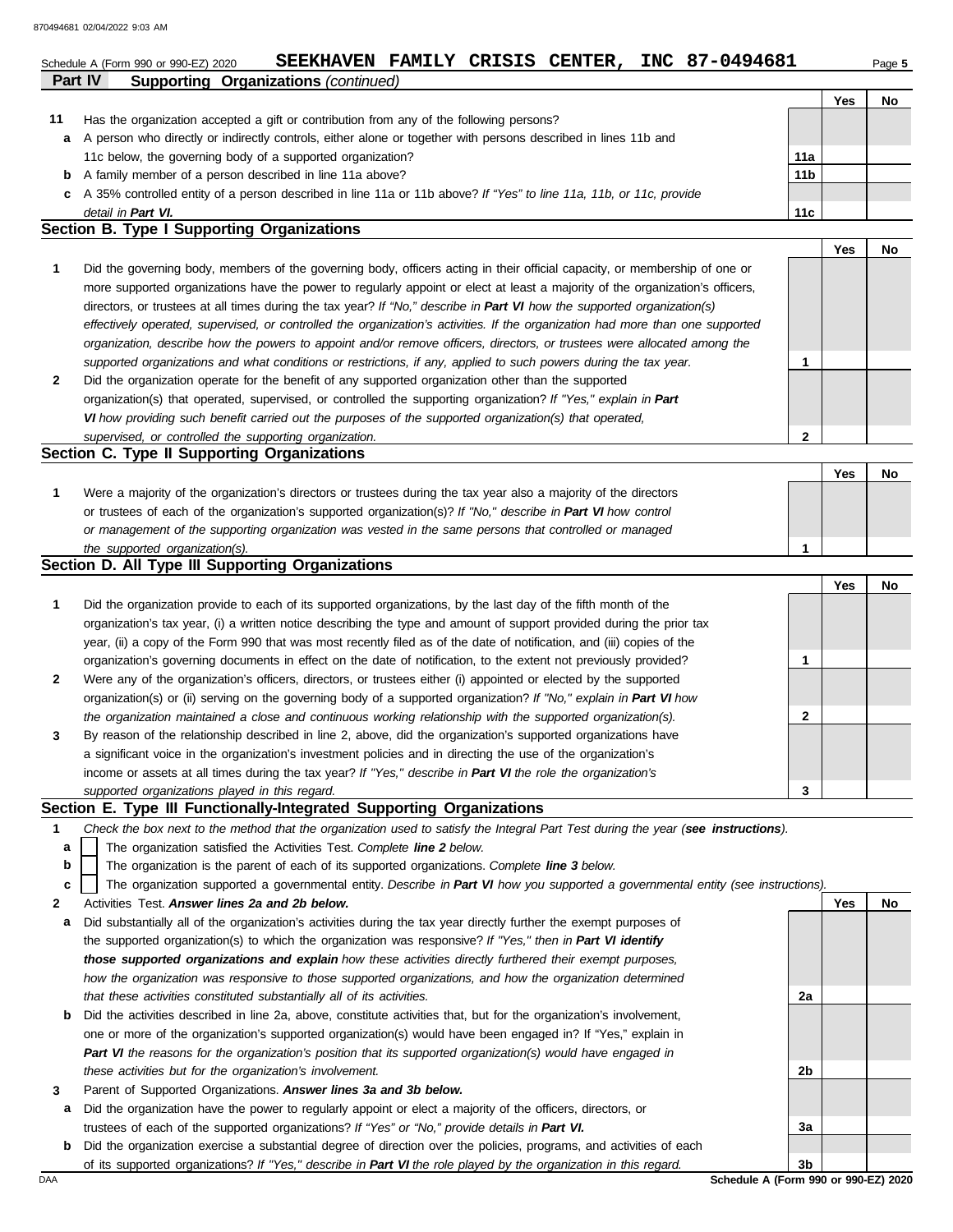Schedule A (Form 990 or 990-EZ) 2020 **SEEKHAVEN FAMILY CRISIS CENTER, INC 87-0494681**

## Part IV Supporting Organizations *(continued)*

| | | | Yes | No |
|---|---|---|---|---|
| **11** | Has the organization accepted a gift or contribution from any of the following persons? | | | |
| **a** | A person who directly or indirectly controls, either alone or together with persons described in lines 11b and 11c below, the governing body of a supported organization? | **11a** | | |
| **b** | A family member of a person described in line 11a above? | **11b** | | |
| **c** | A 35% controlled entity of a person described in line 11a or 11b above? *If "Yes" to line 11a, 11b, or 11c, provide detail in* ***Part VI.*** | **11c** | | |

### Section B. Type I Supporting Organizations

| | | | Yes | No |
|---|---|---|---|---|
| **1** | Did the governing body, members of the governing body, officers acting in their official capacity, or membership of one or more supported organizations have the power to regularly appoint or elect at least a majority of the organization's officers, directors, or trustees at all times during the tax year? *If "No," describe in* ***Part VI*** *how the supported organization(s) effectively operated, supervised, or controlled the organization's activities. If the organization had more than one supported organization, describe how the powers to appoint and/or remove officers, directors, or trustees were allocated among the supported organizations and what conditions or restrictions, if any, applied to such powers during the tax year.* | **1** | | |
| **2** | Did the organization operate for the benefit of any supported organization other than the supported organization(s) that operated, supervised, or controlled the supporting organization? *If "Yes," explain in* ***Part VI*** *how providing such benefit carried out the purposes of the supported organization(s) that operated, supervised, or controlled the supporting organization.* | **2** | | |

### Section C. Type II Supporting Organizations

| | | | Yes | No |
|---|---|---|---|---|
| **1** | Were a majority of the organization's directors or trustees during the tax year also a majority of the directors or trustees of each of the organization's supported organization(s)? *If "No," describe in* ***Part VI*** *how control or management of the supporting organization was vested in the same persons that controlled or managed the supported organization(s).* | **1** | | |

### Section D. All Type III Supporting Organizations

| | | | Yes | No |
|---|---|---|---|---|
| **1** | Did the organization provide to each of its supported organizations, by the last day of the fifth month of the organization's tax year, (i) a written notice describing the type and amount of support provided during the prior tax year, (ii) a copy of the Form 990 that was most recently filed as of the date of notification, and (iii) copies of the organization's governing documents in effect on the date of notification, to the extent not previously provided? | **1** | | |
| **2** | Were any of the organization's officers, directors, or trustees either (i) appointed or elected by the supported organization(s) or (ii) serving on the governing body of a supported organization? *If "No," explain in* ***Part VI*** *how the organization maintained a close and continuous working relationship with the supported organization(s).* | **2** | | |
| **3** | By reason of the relationship described in line 2, above, did the organization's supported organizations have a significant voice in the organization's investment policies and in directing the use of the organization's income or assets at all times during the tax year? *If "Yes," describe in* ***Part VI*** *the role the organization's supported organizations played in this regard.* | **3** | | |

### Section E. Type III Functionally-Integrated Supporting Organizations

**1** *Check the box next to the method that the organization used to satisfy the Integral Part Test during the year (****see instructions****).*

- **a** ☐ The organization satisfied the Activities Test. *Complete* ***line 2*** *below.*
- **b** ☐ The organization is the parent of each of its supported organizations. *Complete* ***line 3*** *below.*
- **c** ☐ The organization supported a governmental entity. *Describe in* ***Part VI*** *how you supported a governmental entity (see instructions).*

| | | | Yes | No |
|---|---|---|---|---|
| **2** | Activities Test. ***Answer lines 2a and 2b below.*** | | | |
| **a** | Did substantially all of the organization's activities during the tax year directly further the exempt purposes of the supported organization(s) to which the organization was responsive? *If "Yes," then in* ***Part VI identify those supported organizations and explain*** *how these activities directly furthered their exempt purposes, how the organization was responsive to those supported organizations, and how the organization determined that these activities constituted substantially all of its activities.* | **2a** | | |
| **b** | Did the activities described in line 2a, above, constitute activities that, but for the organization's involvement, one or more of the organization's supported organization(s) would have been engaged in? If "Yes," explain in ***Part VI*** *the reasons for the organization's position that its supported organization(s) would have engaged in these activities but for the organization's involvement.* | **2b** | | |
| **3** | Parent of Supported Organizations. ***Answer lines 3a and 3b below.*** | | | |
| **a** | Did the organization have the power to regularly appoint or elect a majority of the officers, directors, or trustees of each of the supported organizations? *If "Yes" or "No," provide details in* ***Part VI.*** | **3a** | | |
| **b** | Did the organization exercise a substantial degree of direction over the policies, programs, and activities of each of its supported organizations? *If "Yes," describe in* ***Part VI*** *the role played by the organization in this regard.* | **3b** | | |

DAA **Schedule A (Form 990 or 990-EZ) 2020**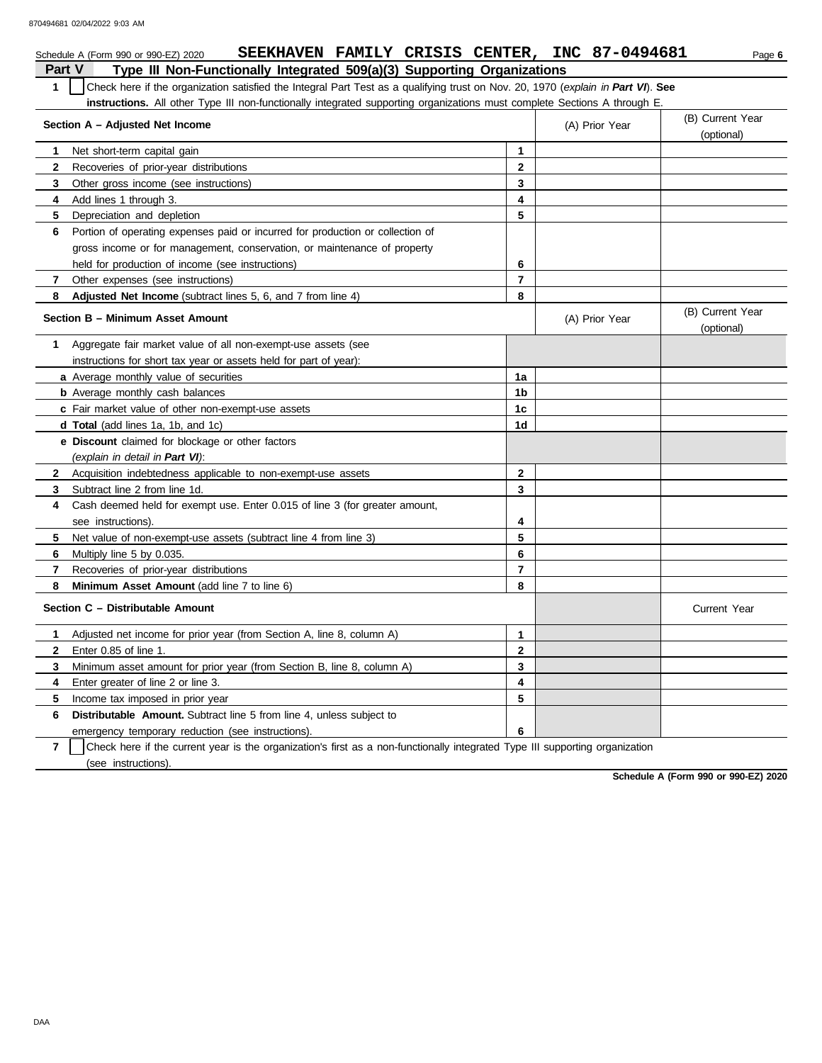Schedule A (Form 990 or 990-EZ) 2020 **SEEKHAVEN FAMILY CRISIS CENTER, INC 87-0494681**

## Part V Type III Non-Functionally Integrated 509(a)(3) Supporting Organizations

**1** ☐ Check here if the organization satisfied the Integral Part Test as a qualifying trust on Nov. 20, 1970 (*explain in **Part VI***). **See instructions.** All other Type III non-functionally integrated supporting organizations must complete Sections A through E.

| Section A – Adjusted Net Income | | (A) Prior Year | (B) Current Year (optional) |
|---|---|---|---|
| **1** Net short-term capital gain | **1** | | |
| **2** Recoveries of prior-year distributions | **2** | | |
| **3** Other gross income (see instructions) | **3** | | |
| **4** Add lines 1 through 3. | **4** | | |
| **5** Depreciation and depletion | **5** | | |
| **6** Portion of operating expenses paid or incurred for production or collection of gross income or for management, conservation, or maintenance of property held for production of income (see instructions) | **6** | | |
| **7** Other expenses (see instructions) | **7** | | |
| **8** **Adjusted Net Income** (subtract lines 5, 6, and 7 from line 4) | **8** | | |

| Section B – Minimum Asset Amount | | (A) Prior Year | (B) Current Year (optional) |
|---|---|---|---|
| **1** Aggregate fair market value of all non-exempt-use assets (see instructions for short tax year or assets held for part of year): | | | |
| **a** Average monthly value of securities | **1a** | | |
| **b** Average monthly cash balances | **1b** | | |
| **c** Fair market value of other non-exempt-use assets | **1c** | | |
| **d** **Total** (add lines 1a, 1b, and 1c) | **1d** | | |
| **e** **Discount** claimed for blockage or other factors (*explain in detail in **Part VI***): | | | |
| **2** Acquisition indebtedness applicable to non-exempt-use assets | **2** | | |
| **3** Subtract line 2 from line 1d. | **3** | | |
| **4** Cash deemed held for exempt use. Enter 0.015 of line 3 (for greater amount, see instructions). | **4** | | |
| **5** Net value of non-exempt-use assets (subtract line 4 from line 3) | **5** | | |
| **6** Multiply line 5 by 0.035. | **6** | | |
| **7** Recoveries of prior-year distributions | **7** | | |
| **8** **Minimum Asset Amount** (add line 7 to line 6) | **8** | | |

| Section C – Distributable Amount | | | Current Year |
|---|---|---|---|
| **1** Adjusted net income for prior year (from Section A, line 8, column A) | **1** | | |
| **2** Enter 0.85 of line 1. | **2** | | |
| **3** Minimum asset amount for prior year (from Section B, line 8, column A) | **3** | | |
| **4** Enter greater of line 2 or line 3. | **4** | | |
| **5** Income tax imposed in prior year | **5** | | |
| **6** **Distributable Amount.** Subtract line 5 from line 4, unless subject to emergency temporary reduction (see instructions). | **6** | | |

**7** ☐ Check here if the current year is the organization's first as a non-functionally integrated Type III supporting organization (see instructions).

**Schedule A (Form 990 or 990-EZ) 2020**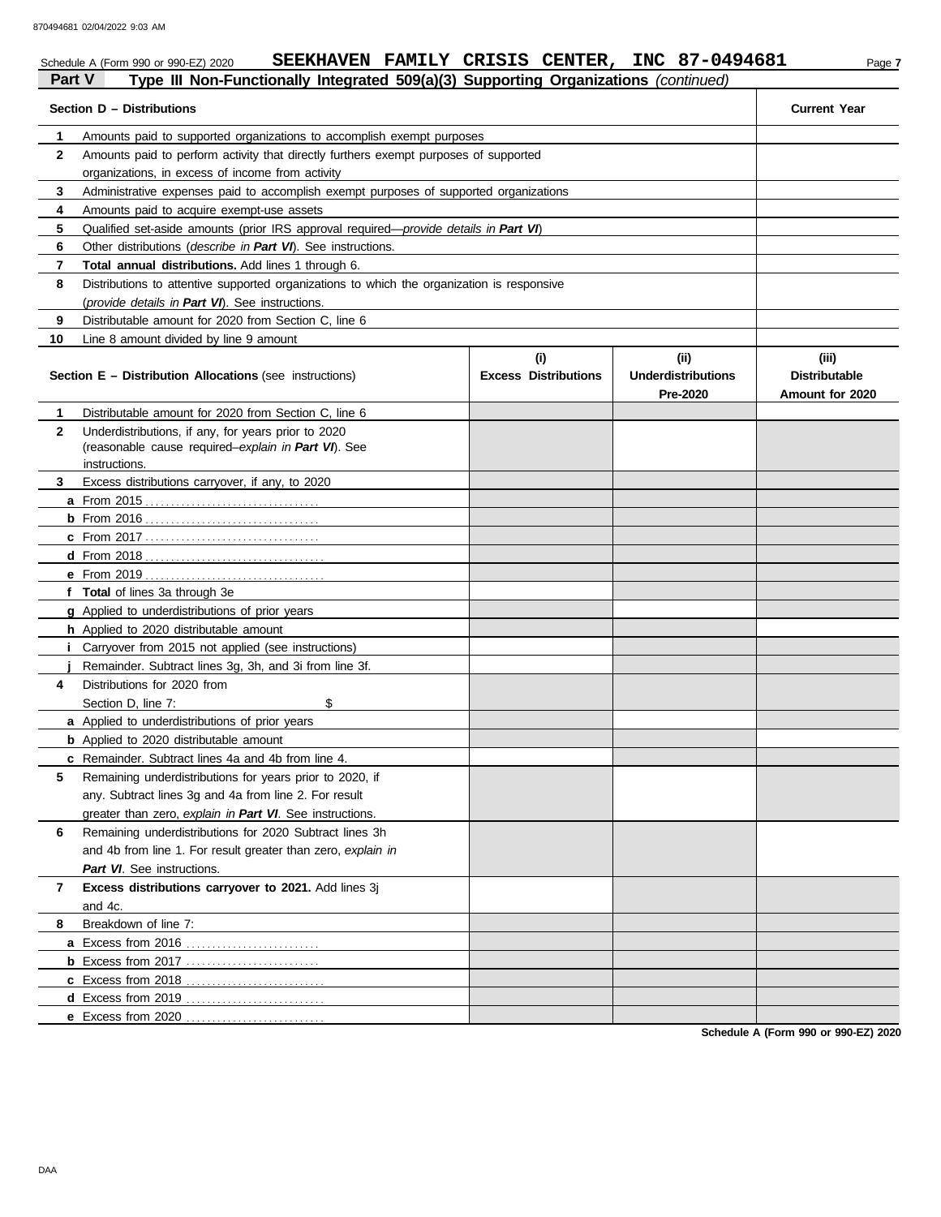Schedule A (Form 990 or 990-EZ) 2020 **SEEKHAVEN FAMILY CRISIS CENTER, INC 87-0494681**

## Part V — Type III Non-Functionally Integrated 509(a)(3) Supporting Organizations *(continued)*

| **Section D – Distributions** | **Current Year** |
|---|---|
| **1** Amounts paid to supported organizations to accomplish exempt purposes | |
| **2** Amounts paid to perform activity that directly furthers exempt purposes of supported organizations, in excess of income from activity | |
| **3** Administrative expenses paid to accomplish exempt purposes of supported organizations | |
| **4** Amounts paid to acquire exempt-use assets | |
| **5** Qualified set-aside amounts (prior IRS approval required—*provide details in **Part VI***) | |
| **6** Other distributions (*describe in **Part VI***). See instructions. | |
| **7** **Total annual distributions.** Add lines 1 through 6. | |
| **8** Distributions to attentive supported organizations to which the organization is responsive (*provide details in **Part VI***). See instructions. | |
| **9** Distributable amount for 2020 from Section C, line 6 | |
| **10** Line 8 amount divided by line 9 amount | |

| **Section E – Distribution Allocations** (see instructions) | **(i)** **Excess Distributions** | **(ii)** **Underdistributions Pre-2020** | **(iii)** **Distributable Amount for 2020** |
|---|---|---|---|
| **1** Distributable amount for 2020 from Section C, line 6 | | | |
| **2** Underdistributions, if any, for years prior to 2020 (reasonable cause required–*explain in **Part VI***). See instructions. | | | |
| **3** Excess distributions carryover, if any, to 2020 | | | |
| **a** From 2015 | | | |
| **b** From 2016 | | | |
| **c** From 2017 | | | |
| **d** From 2018 | | | |
| **e** From 2019 | | | |
| **f** **Total** of lines 3a through 3e | | | |
| **g** Applied to underdistributions of prior years | | | |
| **h** Applied to 2020 distributable amount | | | |
| **i** Carryover from 2015 not applied (see instructions) | | | |
| **j** Remainder. Subtract lines 3g, 3h, and 3i from line 3f. | | | |
| **4** Distributions for 2020 from Section D, line 7: $ | | | |
| **a** Applied to underdistributions of prior years | | | |
| **b** Applied to 2020 distributable amount | | | |
| **c** Remainder. Subtract lines 4a and 4b from line 4. | | | |
| **5** Remaining underdistributions for years prior to 2020, if any. Subtract lines 3g and 4a from line 2. For result greater than zero, *explain in **Part VI***. See instructions. | | | |
| **6** Remaining underdistributions for 2020 Subtract lines 3h and 4b from line 1. For result greater than zero, *explain in **Part VI***. See instructions. | | | |
| **7** **Excess distributions carryover to 2021.** Add lines 3j and 4c. | | | |
| **8** Breakdown of line 7: | | | |
| **a** Excess from 2016 | | | |
| **b** Excess from 2017 | | | |
| **c** Excess from 2018 | | | |
| **d** Excess from 2019 | | | |
| **e** Excess from 2020 | | | |

**Schedule A (Form 990 or 990-EZ) 2020**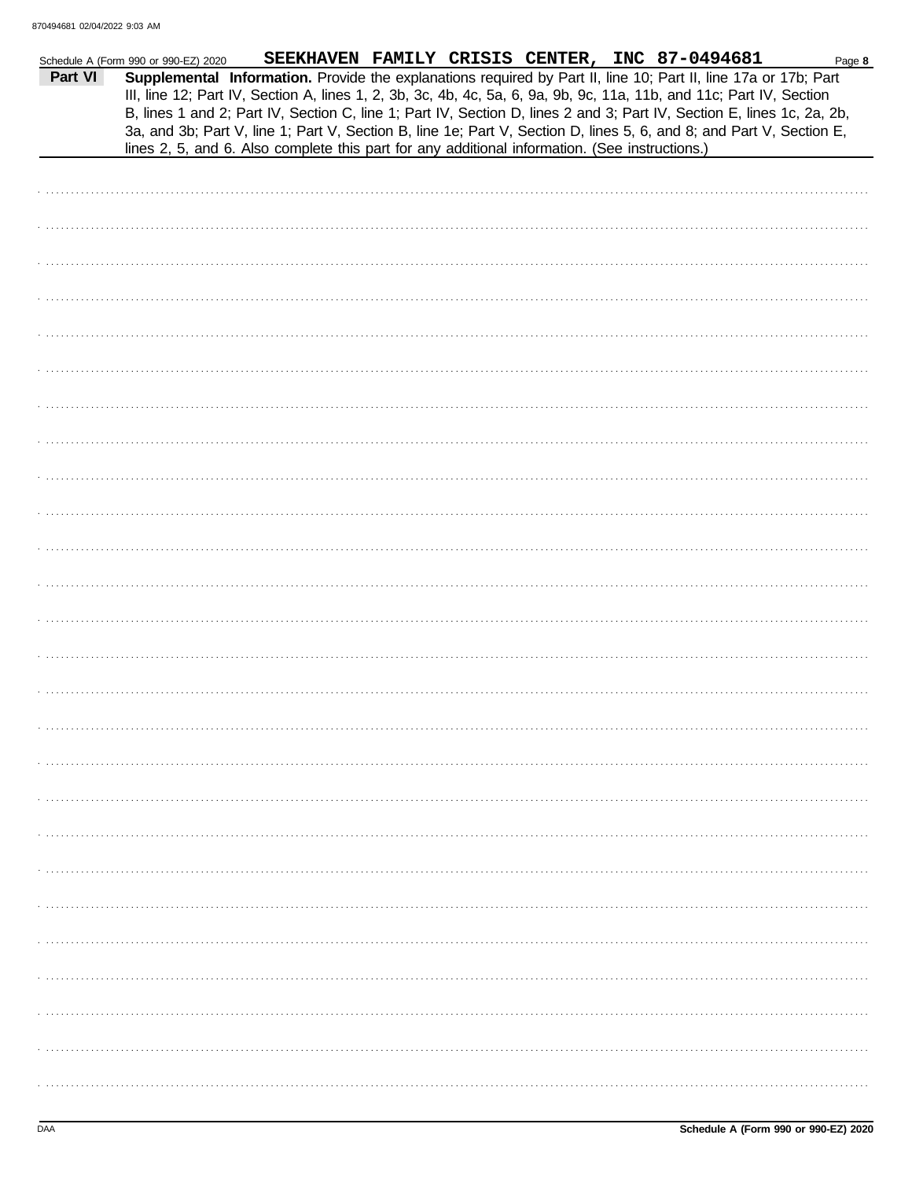Schedule A (Form 990 or 990-EZ) 2020 **SEEKHAVEN FAMILY CRISIS CENTER, INC 87-0494681** Page **8**

**Part VI** **Supplemental Information.** Provide the explanations required by Part II, line 10; Part II, line 17a or 17b; Part III, line 12; Part IV, Section A, lines 1, 2, 3b, 3c, 4b, 4c, 5a, 6, 9a, 9b, 9c, 11a, 11b, and 11c; Part IV, Section B, lines 1 and 2; Part IV, Section C, line 1; Part IV, Section D, lines 2 and 3; Part IV, Section E, lines 1c, 2a, 2b, 3a, and 3b; Part V, line 1; Part V, Section B, line 1e; Part V, Section D, lines 5, 6, and 8; and Part V, Section E, lines 2, 5, and 6. Also complete this part for any additional information. (See instructions.)

DAA **Schedule A (Form 990 or 990-EZ) 2020**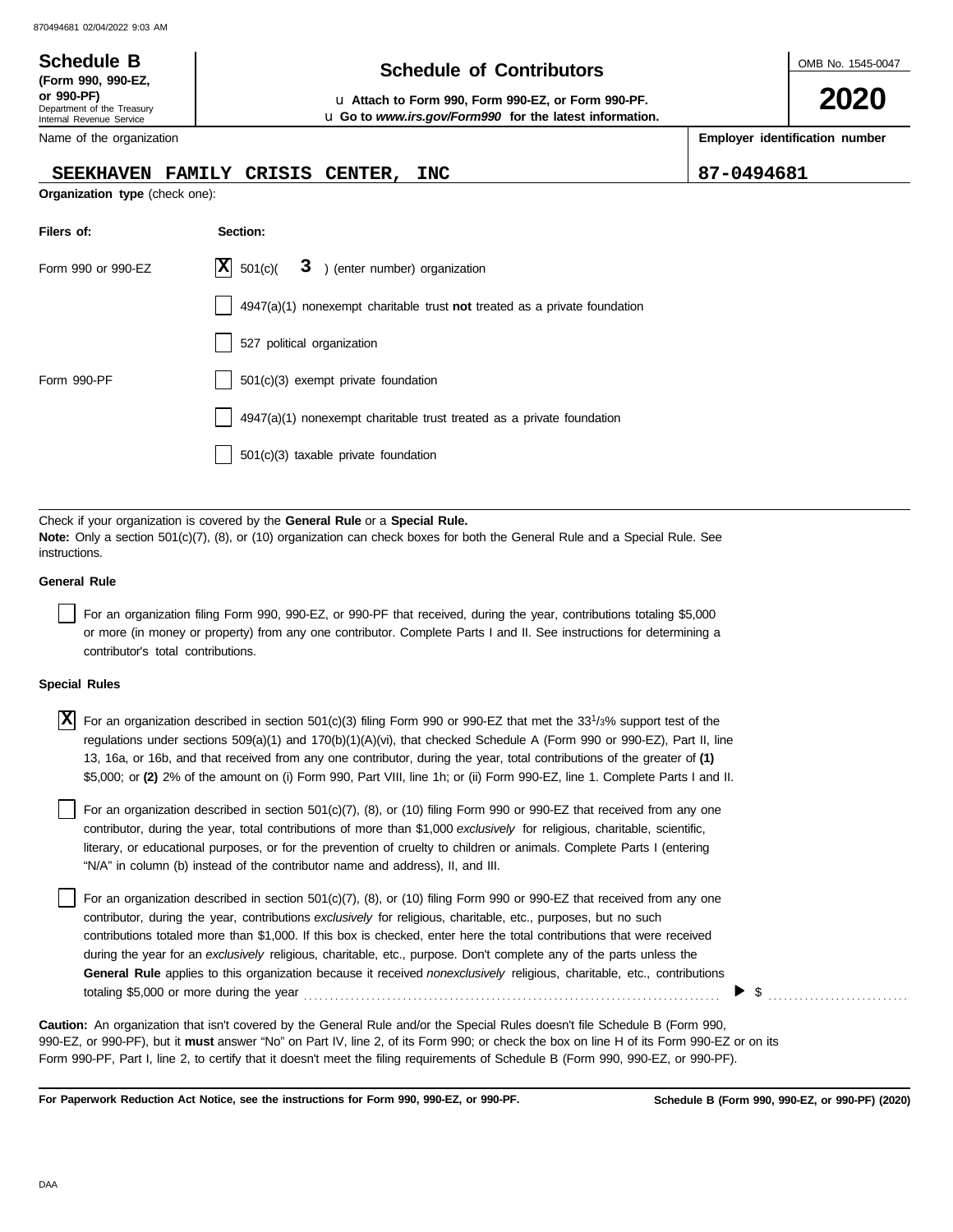**Schedule B** (Form 990, 990-EZ, or 990-PF)
Department of the Treasury
Internal Revenue Service

# Schedule of Contributors

u **Attach to Form 990, Form 990-EZ, or Form 990-PF.**
u **Go to *www.irs.gov/Form990* for the latest information.**

OMB No. 1545-0047

**2020**

| Name of the organization | Employer identification number |
|---|---|
| SEEKHAVEN FAMILY CRISIS CENTER, INC | 87-0494681 |

**Organization type** (check one):

| Filers of: | Section: |
|---|---|
| Form 990 or 990-EZ | [X] 501(c)( 3 ) (enter number) organization |
| | [ ] 4947(a)(1) nonexempt charitable trust **not** treated as a private foundation |
| | [ ] 527 political organization |
| Form 990-PF | [ ] 501(c)(3) exempt private foundation |
| | [ ] 4947(a)(1) nonexempt charitable trust treated as a private foundation |
| | [ ] 501(c)(3) taxable private foundation |

Check if your organization is covered by the **General Rule** or a **Special Rule.**
**Note:** Only a section 501(c)(7), (8), or (10) organization can check boxes for both the General Rule and a Special Rule. See instructions.

**General Rule**

[ ] For an organization filing Form 990, 990-EZ, or 990-PF that received, during the year, contributions totaling $5,000 or more (in money or property) from any one contributor. Complete Parts I and II. See instructions for determining a contributor's total contributions.

**Special Rules**

[X] For an organization described in section 501(c)(3) filing Form 990 or 990-EZ that met the 33 1/3% support test of the regulations under sections 509(a)(1) and 170(b)(1)(A)(vi), that checked Schedule A (Form 990 or 990-EZ), Part II, line 13, 16a, or 16b, and that received from any one contributor, during the year, total contributions of the greater of **(1)** $5,000; or **(2)** 2% of the amount on (i) Form 990, Part VIII, line 1h; or (ii) Form 990-EZ, line 1. Complete Parts I and II.

[ ] For an organization described in section 501(c)(7), (8), or (10) filing Form 990 or 990-EZ that received from any one contributor, during the year, total contributions of more than $1,000 *exclusively* for religious, charitable, scientific, literary, or educational purposes, or for the prevention of cruelty to children or animals. Complete Parts I (entering "N/A" in column (b) instead of the contributor name and address), II, and III.

[ ] For an organization described in section 501(c)(7), (8), or (10) filing Form 990 or 990-EZ that received from any one contributor, during the year, contributions *exclusively* for religious, charitable, etc., purposes, but no such contributions totaled more than $1,000. If this box is checked, enter here the total contributions that were received during the year for an *exclusively* religious, charitable, etc., purpose. Don't complete any of the parts unless the **General Rule** applies to this organization because it received *nonexclusively* religious, charitable, etc., contributions totaling $5,000 or more during the year . . . . . . . . . . ▶ $ ..........

**Caution:** An organization that isn't covered by the General Rule and/or the Special Rules doesn't file Schedule B (Form 990, 990-EZ, or 990-PF), but it **must** answer "No" on Part IV, line 2, of its Form 990; or check the box on line H of its Form 990-EZ or on its Form 990-PF, Part I, line 2, to certify that it doesn't meet the filing requirements of Schedule B (Form 990, 990-EZ, or 990-PF).

**For Paperwork Reduction Act Notice, see the instructions for Form 990, 990-EZ, or 990-PF.** **Schedule B (Form 990, 990-EZ, or 990-PF) (2020)**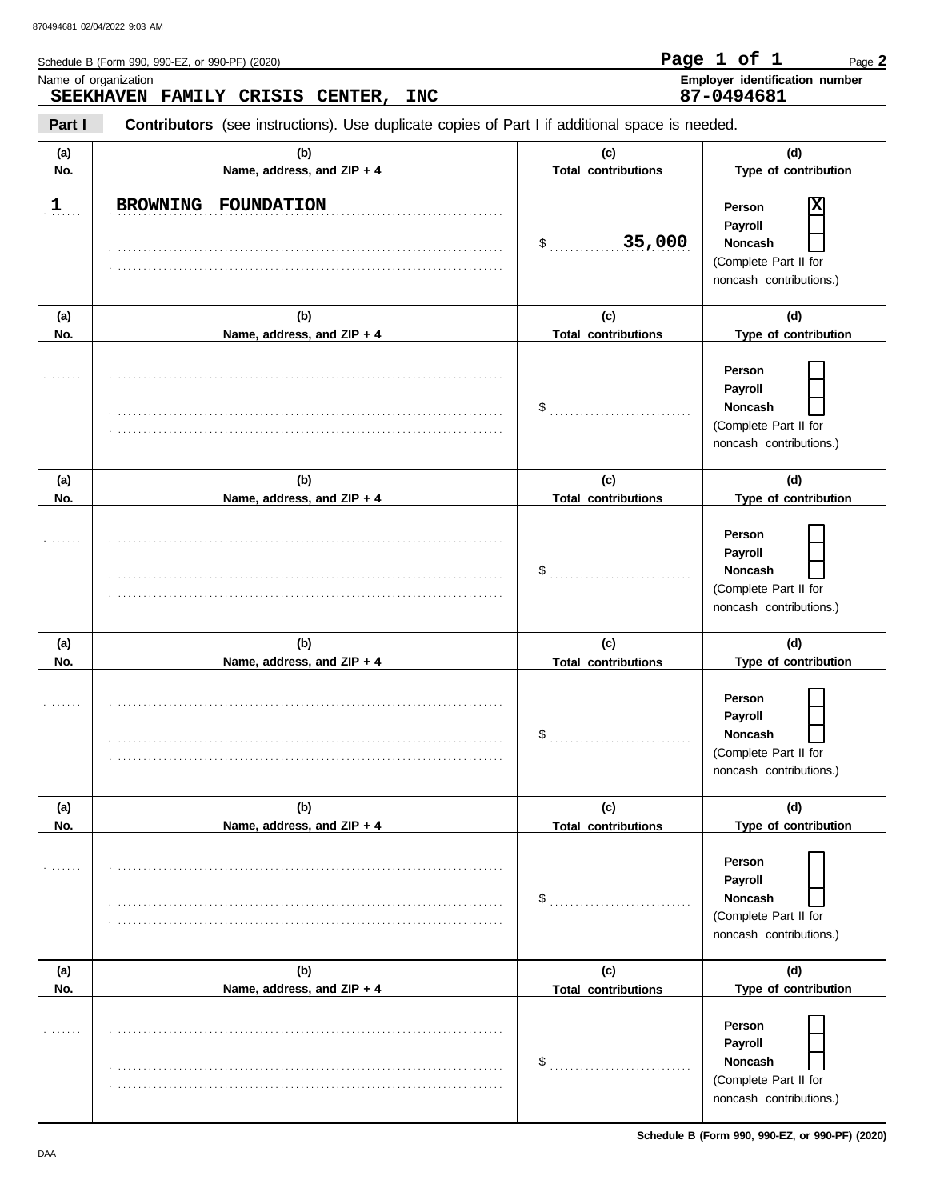Schedule B (Form 990, 990-EZ, or 990-PF) (2020) Page **2**

Name of organization
**SEEKHAVEN FAMILY CRISIS CENTER, INC**

Employer identification number
**87-0494681**

**Part I** **Contributors** (see instructions). Use duplicate copies of Part I if additional space is needed.

| (a) No. | (b) Name, address, and ZIP + 4 | (c) Total contributions | (d) Type of contribution |
|---|---|---|---|
| 1 | BROWNING FOUNDATION | $ 35,000 | Person [X] Payroll [ ] Noncash [ ] (Complete Part II for noncash contributions.) |
| | | $ | Person [ ] Payroll [ ] Noncash [ ] (Complete Part II for noncash contributions.) |
| | | $ | Person [ ] Payroll [ ] Noncash [ ] (Complete Part II for noncash contributions.) |
| | | $ | Person [ ] Payroll [ ] Noncash [ ] (Complete Part II for noncash contributions.) |
| | | $ | Person [ ] Payroll [ ] Noncash [ ] (Complete Part II for noncash contributions.) |
| | | $ | Person [ ] Payroll [ ] Noncash [ ] (Complete Part II for noncash contributions.) |

Schedule B (Form 990, 990-EZ, or 990-PF) (2020)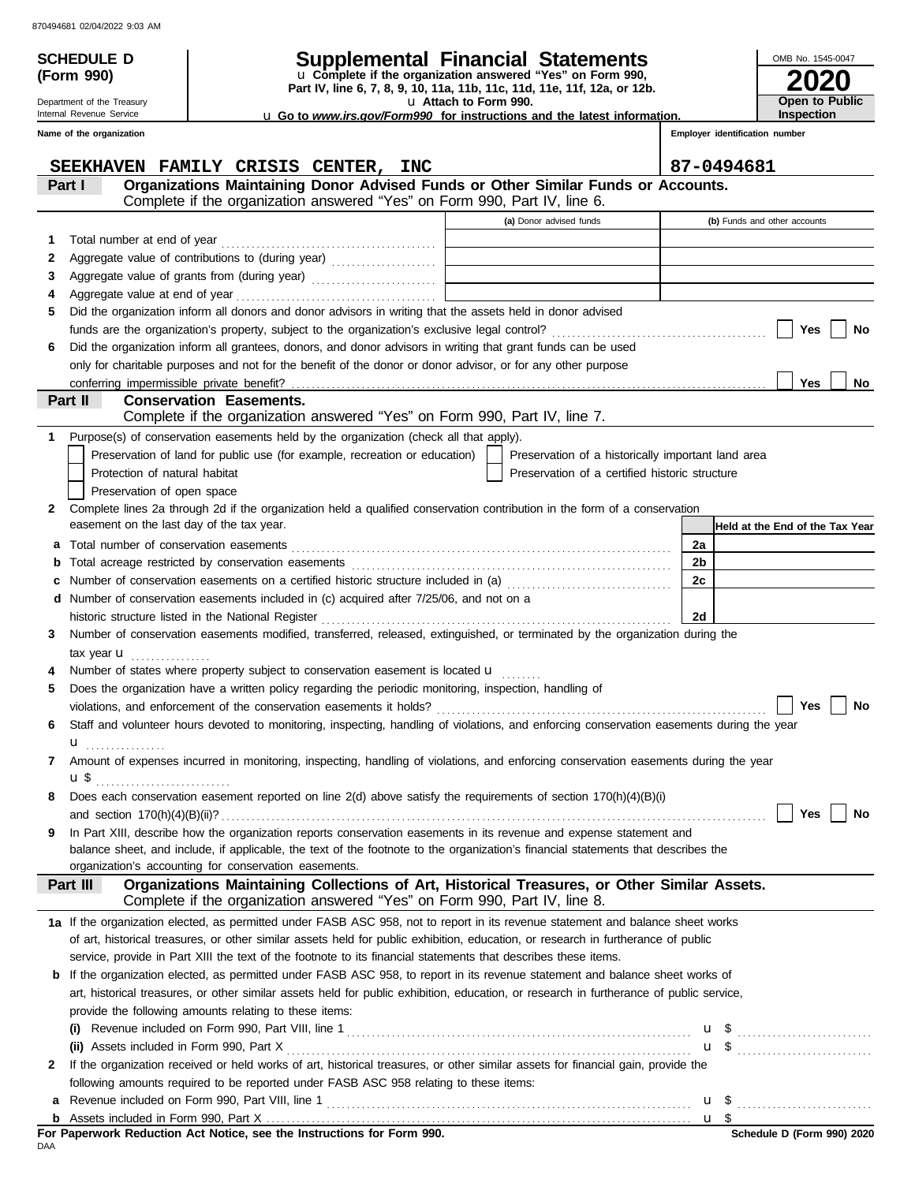**SCHEDULE D (Form 990)**

Department of the Treasury
Internal Revenue Service

# Supplemental Financial Statements

u Complete if the organization answered "Yes" on Form 990, Part IV, line 6, 7, 8, 9, 10, 11a, 11b, 11c, 11d, 11e, 11f, 12a, or 12b.
u Attach to Form 990.
u Go to *www.irs.gov/Form990* for instructions and the latest information.

OMB No. 1545-0047
**2020**
**Open to Public Inspection**

| Name of the organization | Employer identification number |
|---|---|
| SEEKHAVEN FAMILY CRISIS CENTER, INC | 87-0494681 |

## Part I Organizations Maintaining Donor Advised Funds or Other Similar Funds or Accounts.
Complete if the organization answered "Yes" on Form 990, Part IV, line 6.

| | | (a) Donor advised funds | (b) Funds and other accounts |
|---|---|---|---|
| 1 | Total number at end of year | | |
| 2 | Aggregate value of contributions to (during year) | | |
| 3 | Aggregate value of grants from (during year) | | |
| 4 | Aggregate value at end of year | | |

5 Did the organization inform all donors and donor advisors in writing that the assets held in donor advised funds are the organization's property, subject to the organization's exclusive legal control? ☐ Yes ☐ No

6 Did the organization inform all grantees, donors, and donor advisors in writing that grant funds can be used only for charitable purposes and not for the benefit of the donor or donor advisor, or for any other purpose conferring impermissible private benefit? ☐ Yes ☐ No

## Part II Conservation Easements.
Complete if the organization answered "Yes" on Form 990, Part IV, line 7.

1 Purpose(s) of conservation easements held by the organization (check all that apply).
- ☐ Preservation of land for public use (for example, recreation or education)
- ☐ Protection of natural habitat
- ☐ Preservation of open space
- ☐ Preservation of a historically important land area
- ☐ Preservation of a certified historic structure

2 Complete lines 2a through 2d if the organization held a qualified conservation contribution in the form of a conservation easement on the last day of the tax year.

| | | | Held at the End of the Tax Year |
|---|---|---|---|
| a | Total number of conservation easements | 2a | |
| b | Total acreage restricted by conservation easements | 2b | |
| c | Number of conservation easements on a certified historic structure included in (a) | 2c | |
| d | Number of conservation easements included in (c) acquired after 7/25/06, and not on a historic structure listed in the National Register | 2d | |

3 Number of conservation easements modified, transferred, released, extinguished, or terminated by the organization during the tax year u

4 Number of states where property subject to conservation easement is located u

5 Does the organization have a written policy regarding the periodic monitoring, inspection, handling of violations, and enforcement of the conservation easements it holds? ☐ Yes ☐ No

6 Staff and volunteer hours devoted to monitoring, inspecting, handling of violations, and enforcing conservation easements during the year u

7 Amount of expenses incurred in monitoring, inspecting, handling of violations, and enforcing conservation easements during the year u $

8 Does each conservation easement reported on line 2(d) above satisfy the requirements of section 170(h)(4)(B)(i) and section 170(h)(4)(B)(ii)? ☐ Yes ☐ No

9 In Part XIII, describe how the organization reports conservation easements in its revenue and expense statement and balance sheet, and include, if applicable, the text of the footnote to the organization's financial statements that describes the organization's accounting for conservation easements.

## Part III Organizations Maintaining Collections of Art, Historical Treasures, or Other Similar Assets.
Complete if the organization answered "Yes" on Form 990, Part IV, line 8.

1a If the organization elected, as permitted under FASB ASC 958, not to report in its revenue statement and balance sheet works of art, historical treasures, or other similar assets held for public exhibition, education, or research in furtherance of public service, provide in Part XIII the text of the footnote to its financial statements that describes these items.

b If the organization elected, as permitted under FASB ASC 958, to report in its revenue statement and balance sheet works of art, historical treasures, or other similar assets held for public exhibition, education, or research in furtherance of public service, provide the following amounts relating to these items:

(i) Revenue included on Form 990, Part VIII, line 1 u $

(ii) Assets included in Form 990, Part X u $

2 If the organization received or held works of art, historical treasures, or other similar assets for financial gain, provide the following amounts required to be reported under FASB ASC 958 relating to these items:

a Revenue included on Form 990, Part VIII, line 1 u $

b Assets included in Form 990, Part X u $

**For Paperwork Reduction Act Notice, see the Instructions for Form 990.**
DAA **Schedule D (Form 990) 2020**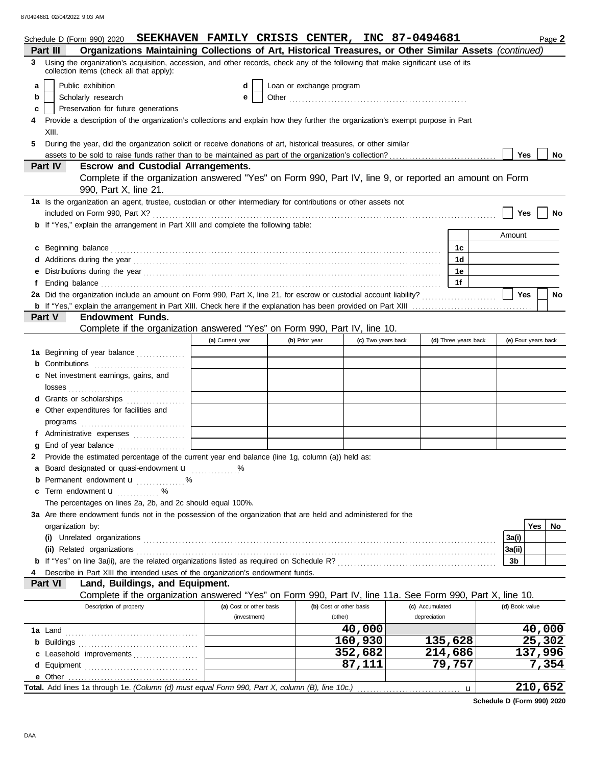Schedule D (Form 990) 2020 **SEEKHAVEN FAMILY CRISIS CENTER, INC 87-0494681**

## Part III Organizations Maintaining Collections of Art, Historical Treasures, or Other Similar Assets *(continued)*

**3** Using the organization's acquisition, accession, and other records, check any of the following that make significant use of its collection items (check all that apply):

- **a** ☐ Public exhibition
- **b** ☐ Scholarly research
- **c** ☐ Preservation for future generations
- **d** ☐ Loan or exchange program
- **e** ☐ Other

**4** Provide a description of the organization's collections and explain how they further the organization's exempt purpose in Part XIII.

**5** During the year, did the organization solicit or receive donations of art, historical treasures, or other similar assets to be sold to raise funds rather than to be maintained as part of the organization's collection? ☐ Yes ☐ No

## Part IV Escrow and Custodial Arrangements.

Complete if the organization answered "Yes" on Form 990, Part IV, line 9, or reported an amount on Form 990, Part X, line 21.

**1a** Is the organization an agent, trustee, custodian or other intermediary for contributions or other assets not included on Form 990, Part X? ☐ Yes ☐ No

**b** If "Yes," explain the arrangement in Part XIII and complete the following table:

| | | Amount |
|---|---|---|
| **c** Beginning balance | 1c | |
| **d** Additions during the year | 1d | |
| **e** Distributions during the year | 1e | |
| **f** Ending balance | 1f | |

**2a** Did the organization include an amount on Form 990, Part X, line 21, for escrow or custodial account liability? ☐ Yes ☐ No

**b** If "Yes," explain the arrangement in Part XIII. Check here if the explanation has been provided on Part XIII ☐

## Part V Endowment Funds.

Complete if the organization answered "Yes" on Form 990, Part IV, line 10.

| | (a) Current year | (b) Prior year | (c) Two years back | (d) Three years back | (e) Four years back |
|---|---|---|---|---|---|
| **1a** Beginning of year balance | | | | | |
| **b** Contributions | | | | | |
| **c** Net investment earnings, gains, and losses | | | | | |
| **d** Grants or scholarships | | | | | |
| **e** Other expenditures for facilities and programs | | | | | |
| **f** Administrative expenses | | | | | |
| **g** End of year balance | | | | | |

**2** Provide the estimated percentage of the current year end balance (line 1g, column (a)) held as:

- **a** Board designated or quasi-endowment u ______ %
- **b** Permanent endowment u ______ %
- **c** Term endowment u ______ %

The percentages on lines 2a, 2b, and 2c should equal 100%.

**3a** Are there endowment funds not in the possession of the organization that are held and administered for the organization by:

| | | Yes | No |
|---|---|---|---|
| **(i)** Unrelated organizations | 3a(i) | | |
| **(ii)** Related organizations | 3a(ii) | | |
| **b** If "Yes" on line 3a(ii), are the related organizations listed as required on Schedule R? | 3b | | |

**4** Describe in Part XIII the intended uses of the organization's endowment funds.

## Part VI Land, Buildings, and Equipment.

Complete if the organization answered "Yes" on Form 990, Part IV, line 11a. See Form 990, Part X, line 10.

| Description of property | (a) Cost or other basis (investment) | (b) Cost or other basis (other) | (c) Accumulated depreciation | (d) Book value |
|---|---|---|---|---|
| **1a** Land | | 40,000 | | 40,000 |
| **b** Buildings | | 160,930 | 135,628 | 25,302 |
| **c** Leasehold improvements | | 352,682 | 214,686 | 137,996 |
| **d** Equipment | | 87,111 | 79,757 | 7,354 |
| **e** Other | | | | |
| **Total.** Add lines 1a through 1e. *(Column (d) must equal Form 990, Part X, column (B), line 10c.)* u | | | | 210,652 |

**Schedule D (Form 990) 2020**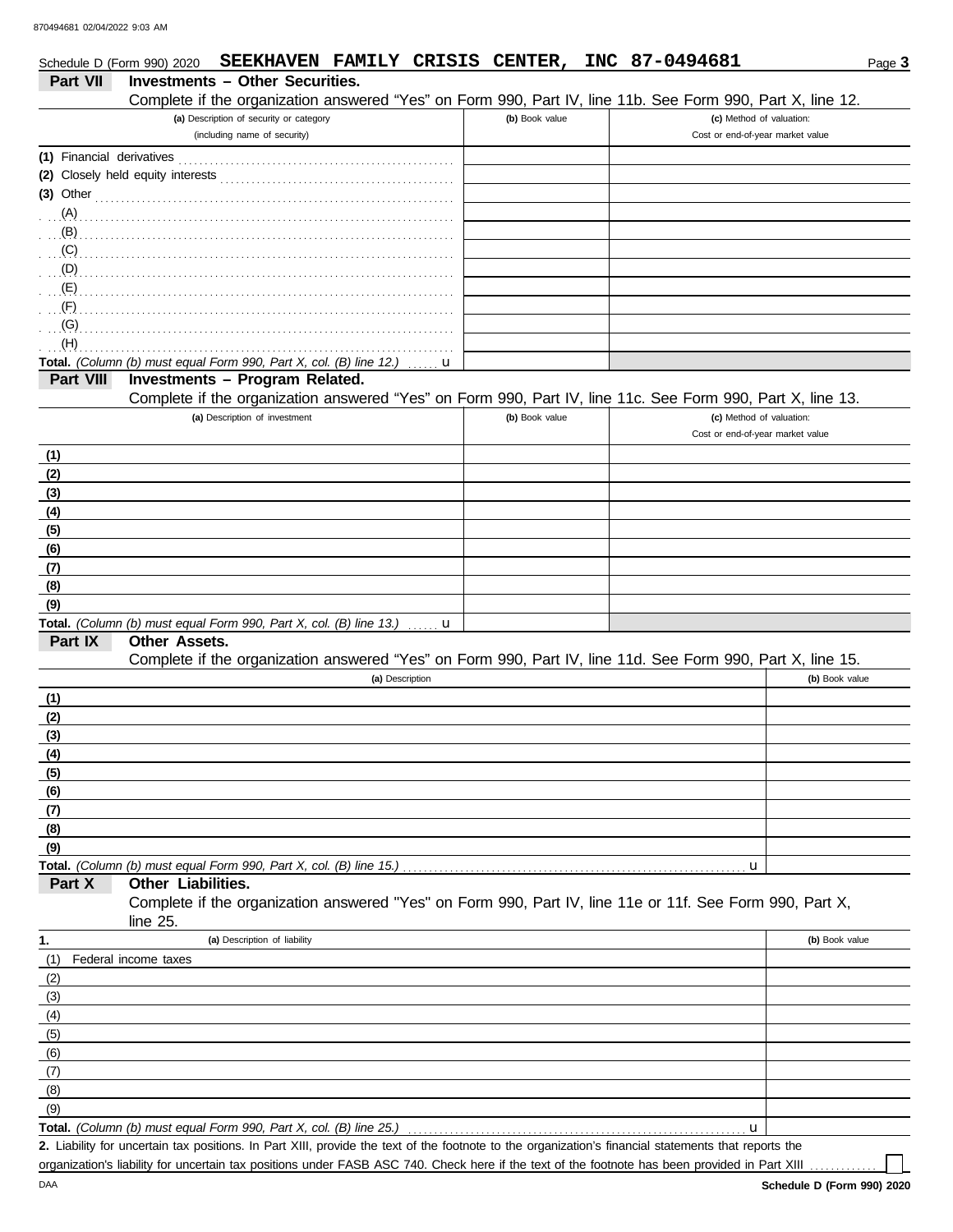Schedule D (Form 990) 2020 **SEEKHAVEN FAMILY CRISIS CENTER, INC 87-0494681** Page **3**

## Part VII Investments – Other Securities.

Complete if the organization answered "Yes" on Form 990, Part IV, line 11b. See Form 990, Part X, line 12.

| (a) Description of security or category (including name of security) | (b) Book value | (c) Method of valuation: Cost or end-of-year market value |
|---|---|---|
| (1) Financial derivatives | | |
| (2) Closely held equity interests | | |
| (3) Other | | |
| (A) | | |
| (B) | | |
| (C) | | |
| (D) | | |
| (E) | | |
| (F) | | |
| (G) | | |
| (H) | | |
| **Total.** *(Column (b) must equal Form 990, Part X, col. (B) line 12.)* u | | |

## Part VIII Investments – Program Related.

Complete if the organization answered "Yes" on Form 990, Part IV, line 11c. See Form 990, Part X, line 13.

| (a) Description of investment | (b) Book value | (c) Method of valuation: Cost or end-of-year market value |
|---|---|---|
| (1) | | |
| (2) | | |
| (3) | | |
| (4) | | |
| (5) | | |
| (6) | | |
| (7) | | |
| (8) | | |
| (9) | | |
| **Total.** *(Column (b) must equal Form 990, Part X, col. (B) line 13.)* u | | |

## Part IX Other Assets.

Complete if the organization answered "Yes" on Form 990, Part IV, line 11d. See Form 990, Part X, line 15.

| (a) Description | (b) Book value |
|---|---|
| (1) | |
| (2) | |
| (3) | |
| (4) | |
| (5) | |
| (6) | |
| (7) | |
| (8) | |
| (9) | |
| **Total.** *(Column (b) must equal Form 990, Part X, col. (B) line 15.)* u | |

## Part X Other Liabilities.

Complete if the organization answered "Yes" on Form 990, Part IV, line 11e or 11f. See Form 990, Part X, line 25.

| 1. (a) Description of liability | (b) Book value |
|---|---|
| (1) Federal income taxes | |
| (2) | |
| (3) | |
| (4) | |
| (5) | |
| (6) | |
| (7) | |
| (8) | |
| (9) | |
| **Total.** *(Column (b) must equal Form 990, Part X, col. (B) line 25.)* u | |

**2.** Liability for uncertain tax positions. In Part XIII, provide the text of the footnote to the organization's financial statements that reports the organization's liability for uncertain tax positions under FASB ASC 740. Check here if the text of the footnote has been provided in Part XIII ☐

**Schedule D (Form 990) 2020**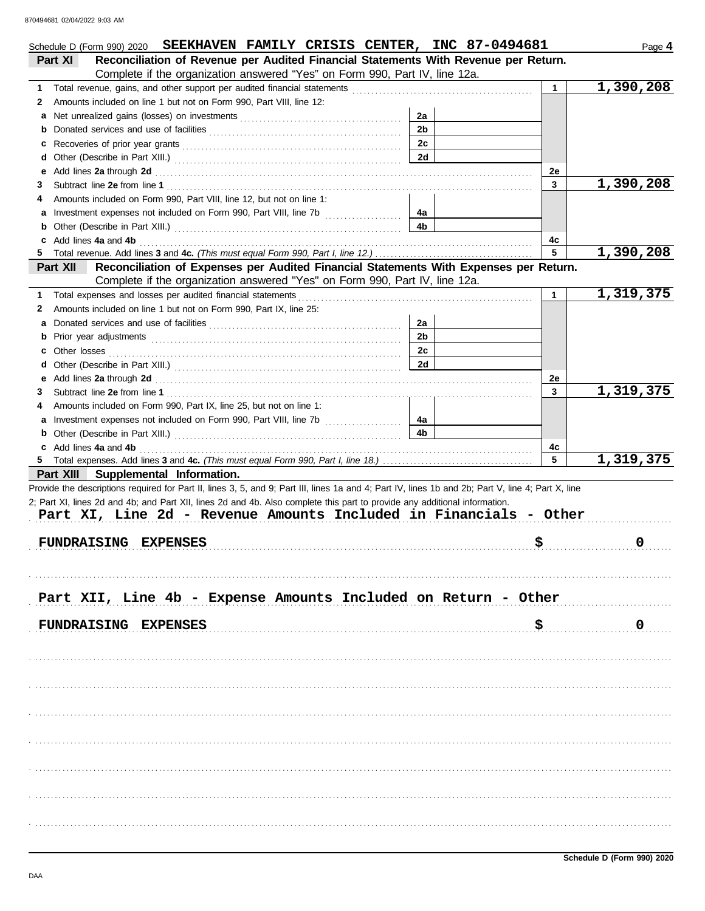Schedule D (Form 990) 2020 **SEEKHAVEN FAMILY CRISIS CENTER, INC 87-0494681** Page **4**

**Part XI — Reconciliation of Revenue per Audited Financial Statements With Revenue per Return.** Complete if the organization answered "Yes" on Form 990, Part IV, line 12a.

| | | | | | |
|---|---|---|---|---|---|
| **1** | Total revenue, gains, and other support per audited financial statements | | | 1 | 1,390,208 |
| **2** | Amounts included on line 1 but not on Form 990, Part VIII, line 12: | | | | |
| **a** | Net unrealized gains (losses) on investments | 2a | | | |
| **b** | Donated services and use of facilities | 2b | | | |
| **c** | Recoveries of prior year grants | 2c | | | |
| **d** | Other (Describe in Part XIII.) | 2d | | | |
| **e** | Add lines **2a** through **2d** | | | 2e | |
| **3** | Subtract line **2e** from line **1** | | | 3 | 1,390,208 |
| **4** | Amounts included on Form 990, Part VIII, line 12, but not on line 1: | | | | |
| **a** | Investment expenses not included on Form 990, Part VIII, line 7b | 4a | | | |
| **b** | Other (Describe in Part XIII.) | 4b | | | |
| **c** | Add lines **4a** and **4b** | | | 4c | |
| **5** | Total revenue. Add lines **3** and **4c.** *(This must equal Form 990, Part I, line 12.)* | | | 5 | 1,390,208 |

**Part XII — Reconciliation of Expenses per Audited Financial Statements With Expenses per Return.** Complete if the organization answered "Yes" on Form 990, Part IV, line 12a.

| | | | | | |
|---|---|---|---|---|---|
| **1** | Total expenses and losses per audited financial statements | | | 1 | 1,319,375 |
| **2** | Amounts included on line 1 but not on Form 990, Part IX, line 25: | | | | |
| **a** | Donated services and use of facilities | 2a | | | |
| **b** | Prior year adjustments | 2b | | | |
| **c** | Other losses | 2c | | | |
| **d** | Other (Describe in Part XIII.) | 2d | | | |
| **e** | Add lines **2a** through **2d** | | | 2e | |
| **3** | Subtract line **2e** from line **1** | | | 3 | 1,319,375 |
| **4** | Amounts included on Form 990, Part IX, line 25, but not on line 1: | | | | |
| **a** | Investment expenses not included on Form 990, Part VIII, line 7b | 4a | | | |
| **b** | Other (Describe in Part XIII.) | 4b | | | |
| **c** | Add lines **4a** and **4b** | | | 4c | |
| **5** | Total expenses. Add lines **3** and **4c.** *(This must equal Form 990, Part I, line 18.)* | | | 5 | 1,319,375 |

**Part XIII — Supplemental Information.**

Provide the descriptions required for Part II, lines 3, 5, and 9; Part III, lines 1a and 4; Part IV, lines 1b and 2b; Part V, line 4; Part X, line 2; Part XI, lines 2d and 4b; and Part XII, lines 2d and 4b. Also complete this part to provide any additional information.

**Part XI, Line 2d - Revenue Amounts Included in Financials - Other**

FUNDRAISING EXPENSES $ 0

**Part XII, Line 4b - Expense Amounts Included on Return - Other**

FUNDRAISING EXPENSES $ 0

Schedule D (Form 990) 2020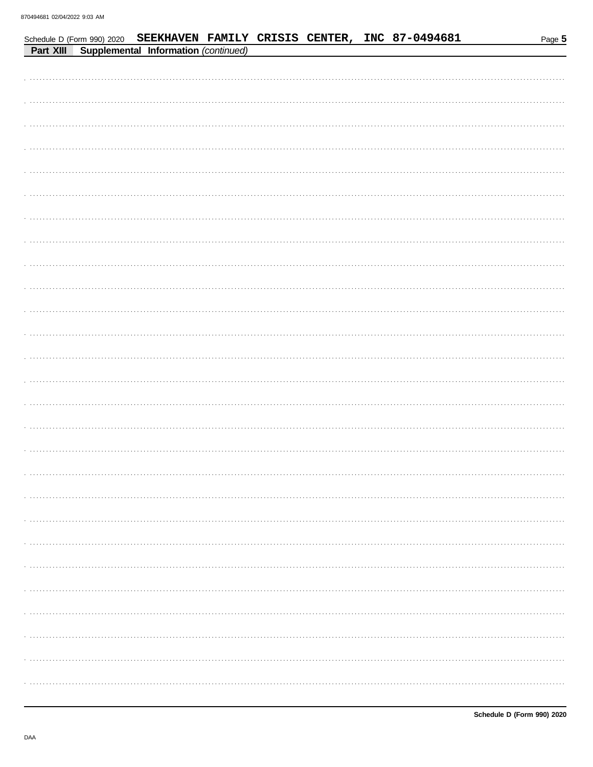Schedule D (Form 990) 2020 SEEKHAVEN FAMILY CRISIS CENTER, INC 87-0494681

**Part XIII Supplemental Information** *(continued)*

Schedule D (Form 990) 2020

DAA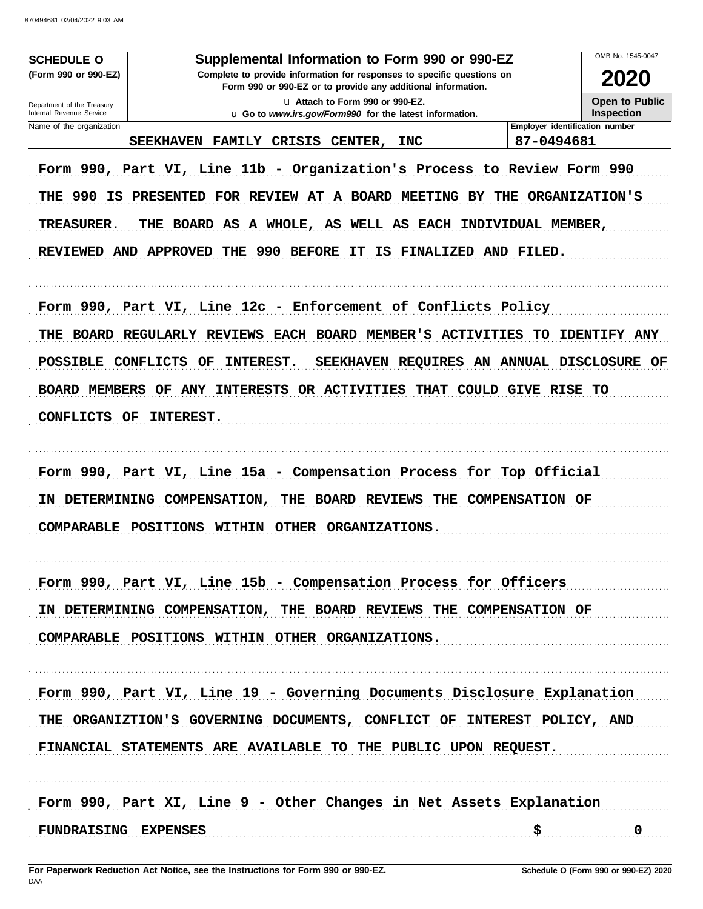**SCHEDULE O** (Form 990 or 990-EZ)

Department of the Treasury
Internal Revenue Service

# Supplemental Information to Form 990 or 990-EZ

**Complete to provide information for responses to specific questions on Form 990 or 990-EZ or to provide any additional information.**

u Attach to Form 990 or 990-EZ.

u Go to *www.irs.gov/Form990* for the latest information.

OMB No. 1545-0047

**2020**

**Open to Public Inspection**

| Name of the organization | Employer identification number |
|---|---|
| SEEKHAVEN FAMILY CRISIS CENTER, INC | 87-0494681 |

Form 990, Part VI, Line 11b - Organization's Process to Review Form 990

THE 990 IS PRESENTED FOR REVIEW AT A BOARD MEETING BY THE ORGANIZATION'S TREASURER. THE BOARD AS A WHOLE, AS WELL AS EACH INDIVIDUAL MEMBER, REVIEWED AND APPROVED THE 990 BEFORE IT IS FINALIZED AND FILED.

Form 990, Part VI, Line 12c - Enforcement of Conflicts Policy

THE BOARD REGULARLY REVIEWS EACH BOARD MEMBER'S ACTIVITIES TO IDENTIFY ANY POSSIBLE CONFLICTS OF INTEREST. SEEKHAVEN REQUIRES AN ANNUAL DISCLOSURE OF BOARD MEMBERS OF ANY INTERESTS OR ACTIVITIES THAT COULD GIVE RISE TO CONFLICTS OF INTEREST.

Form 990, Part VI, Line 15a - Compensation Process for Top Official

IN DETERMINING COMPENSATION, THE BOARD REVIEWS THE COMPENSATION OF COMPARABLE POSITIONS WITHIN OTHER ORGANIZATIONS.

Form 990, Part VI, Line 15b - Compensation Process for Officers

IN DETERMINING COMPENSATION, THE BOARD REVIEWS THE COMPENSATION OF COMPARABLE POSITIONS WITHIN OTHER ORGANIZATIONS.

Form 990, Part VI, Line 19 - Governing Documents Disclosure Explanation

THE ORGANIZTION'S GOVERNING DOCUMENTS, CONFLICT OF INTEREST POLICY, AND FINANCIAL STATEMENTS ARE AVAILABLE TO THE PUBLIC UPON REQUEST.

Form 990, Part XI, Line 9 - Other Changes in Net Assets Explanation

FUNDRAISING EXPENSES $ 0

**For Paperwork Reduction Act Notice, see the Instructions for Form 990 or 990-EZ.**

DAA

**Schedule O (Form 990 or 990-EZ) 2020**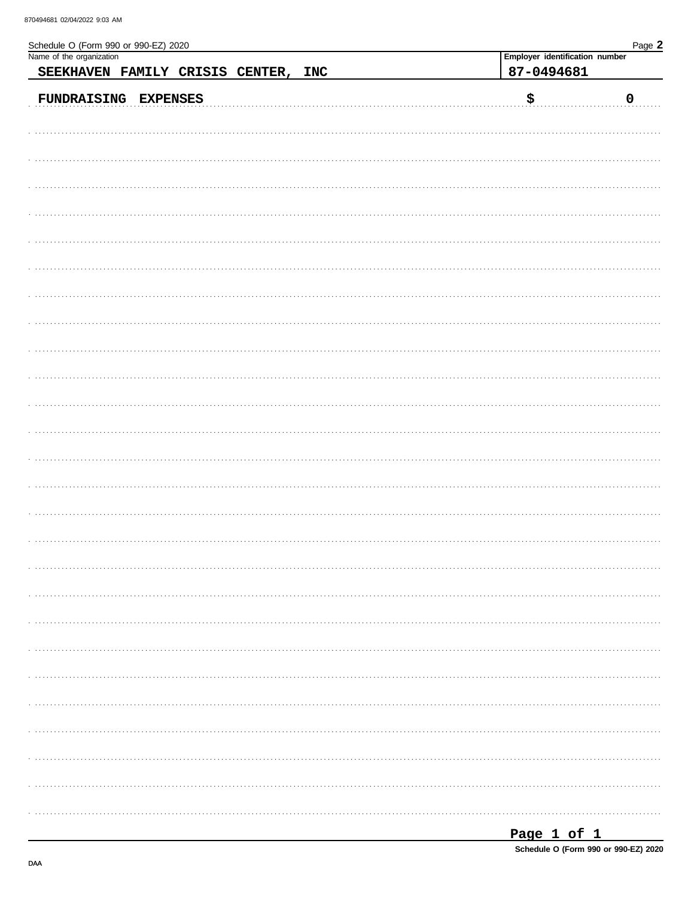Schedule O (Form 990 or 990-EZ) 2020

| Name of the organization | Employer identification number |
| --- | --- |
| SEEKHAVEN FAMILY CRISIS CENTER, INC | 87-0494681 |

FUNDRAISING EXPENSES $ 0

Schedule O (Form 990 or 990-EZ) 2020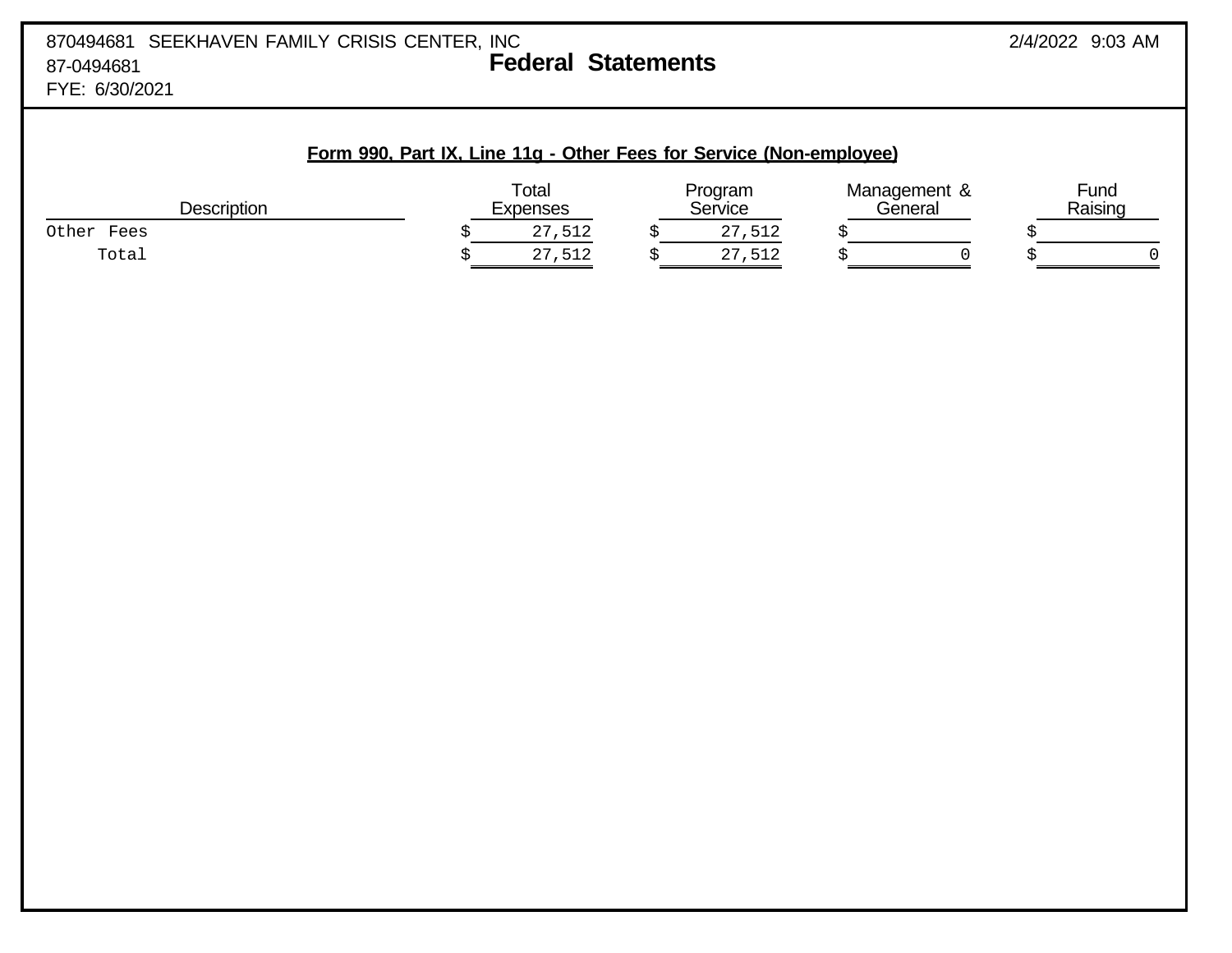870494681 SEEKHAVEN FAMILY CRISIS CENTER, INC
87-0494681
FYE: 6/30/2021

2/4/2022 9:03 AM

# Federal Statements

## Form 990, Part IX, Line 11g - Other Fees for Service (Non-employee)

| Description | Total Expenses | Program Service | Management & General | Fund Raising |
|---|---|---|---|---|
| Other Fees | $ 27,512 | $ 27,512 | $ | $ |
| Total | $ 27,512 | $ 27,512 | $ 0 | $ 0 |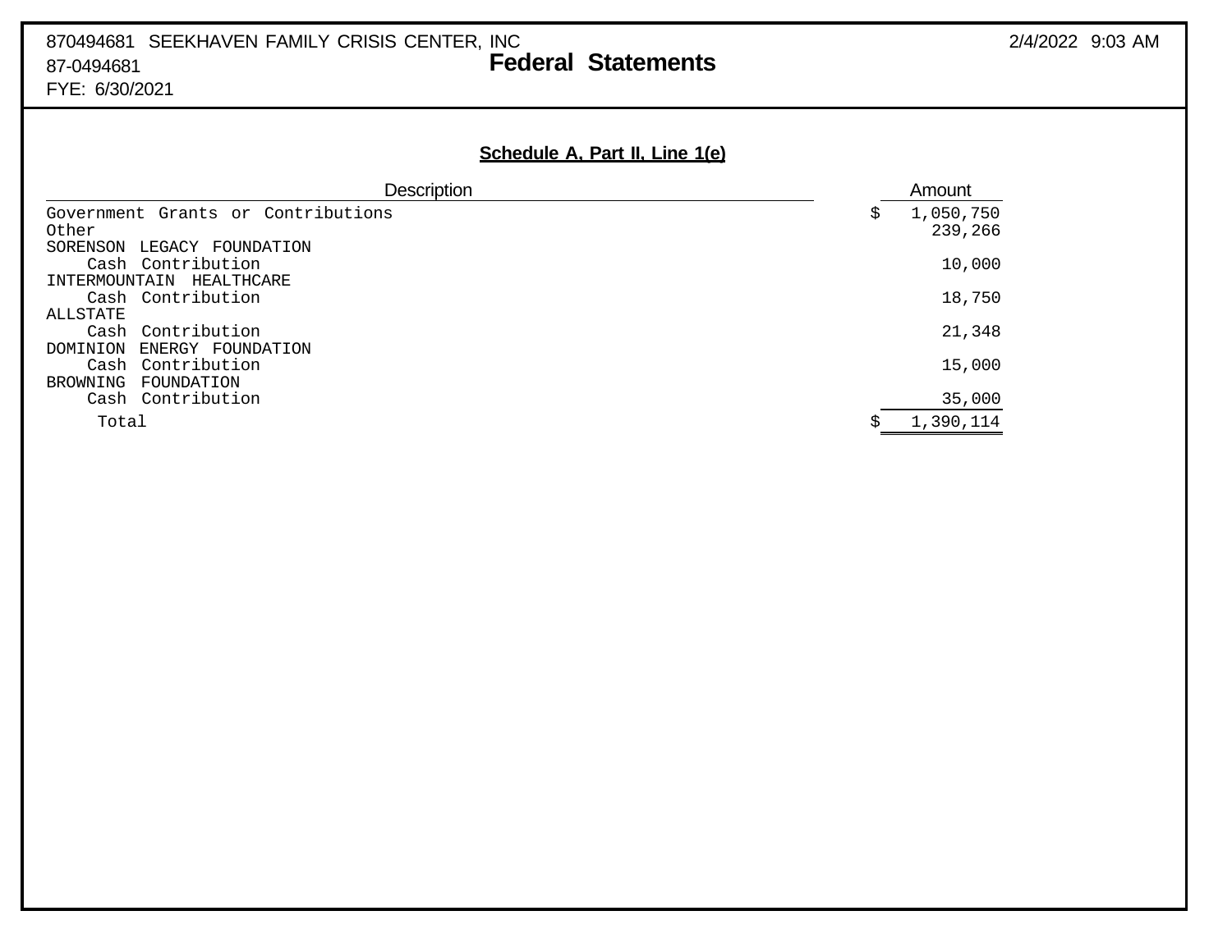870494681 SEEKHAVEN FAMILY CRISIS CENTER, INC
87-0494681
FYE: 6/30/2021

# Federal Statements

## Schedule A, Part II, Line 1(e)

| Description | Amount |
|---|---|
| Government Grants or Contributions | $ 1,050,750 |
| Other | 239,266 |
| SORENSON LEGACY FOUNDATION | |
| Cash Contribution | 10,000 |
| INTERMOUNTAIN HEALTHCARE | |
| Cash Contribution | 18,750 |
| ALLSTATE | |
| Cash Contribution | 21,348 |
| DOMINION ENERGY FOUNDATION | |
| Cash Contribution | 15,000 |
| BROWNING FOUNDATION | |
| Cash Contribution | 35,000 |
| Total | $ 1,390,114 |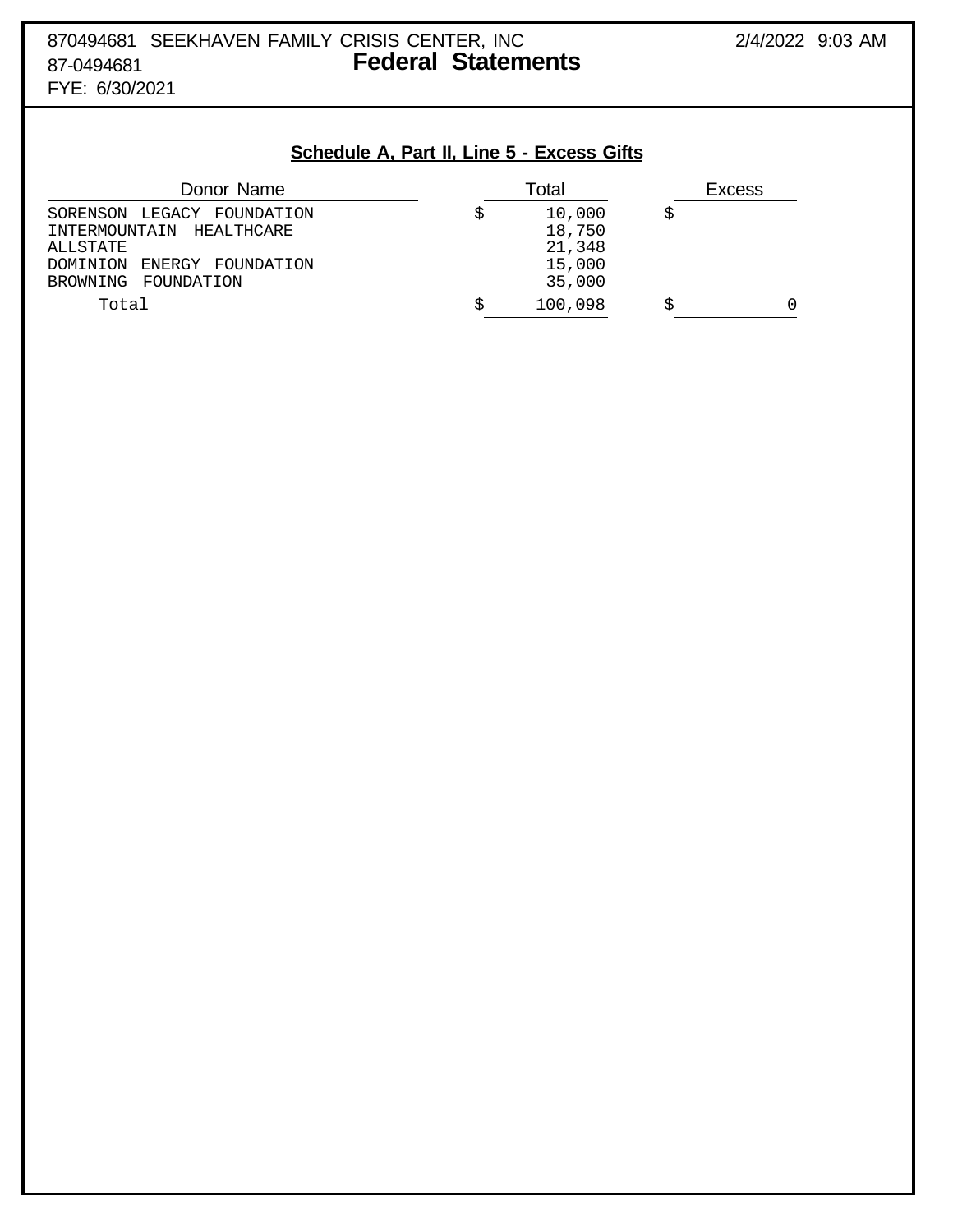870494681 SEEKHAVEN FAMILY CRISIS CENTER, INC
87-0494681
FYE: 6/30/2021

2/4/2022 9:03 AM

# Federal Statements

## Schedule A, Part II, Line 5 - Excess Gifts

| Donor Name | Total | Excess |
|---|---|---|
| SORENSON LEGACY FOUNDATION | $ 10,000 | $ |
| INTERMOUNTAIN HEALTHCARE | 18,750 | |
| ALLSTATE | 21,348 | |
| DOMINION ENERGY FOUNDATION | 15,000 | |
| BROWNING FOUNDATION | 35,000 | |
| Total | $ 100,098 | $ 0 |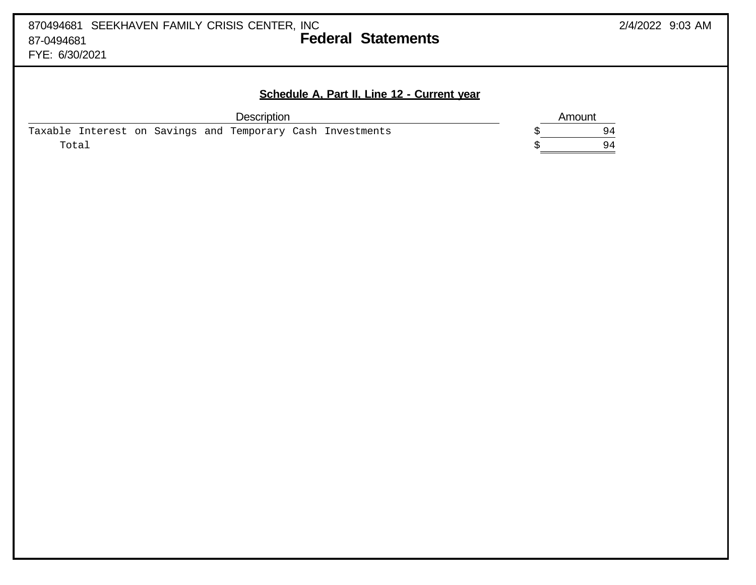870494681 SEEKHAVEN FAMILY CRISIS CENTER, INC
87-0494681
FYE: 6/30/2021

2/4/2022 9:03 AM

# Federal Statements

## Schedule A, Part II, Line 12 - Current year

| Description | Amount |
|---|---|
| Taxable Interest on Savings and Temporary Cash Investments | $ 94 |
| Total | $ 94 |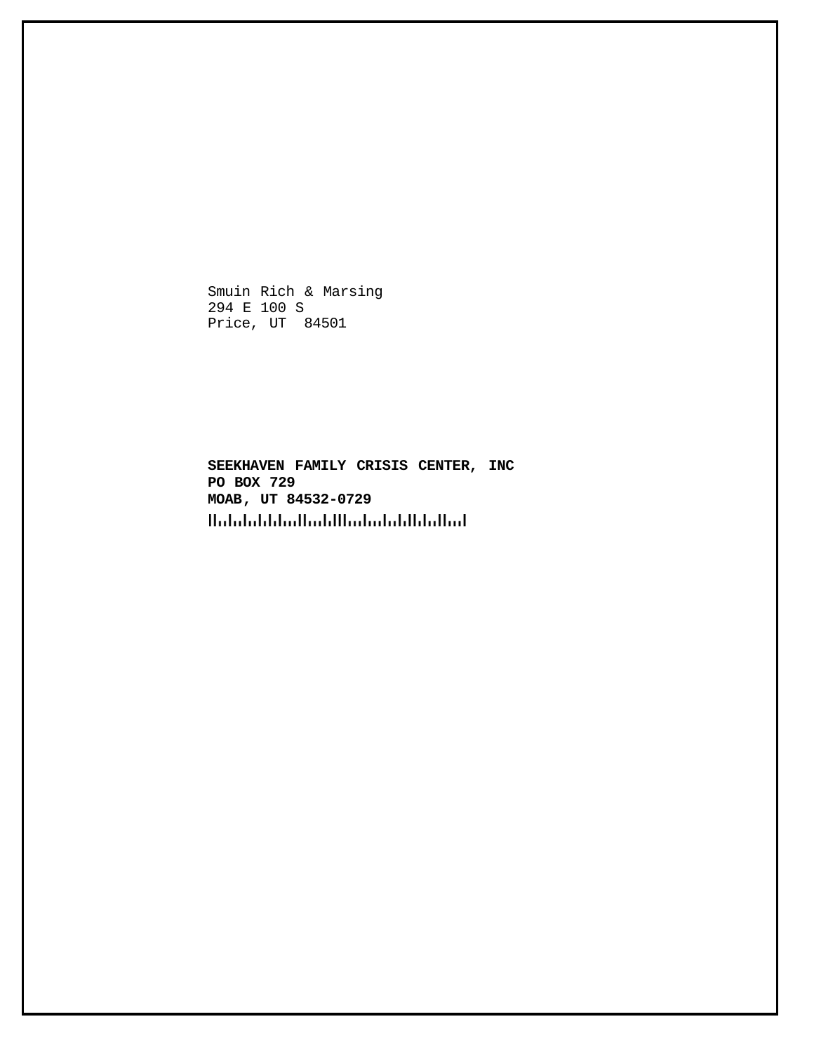Smuin Rich & Marsing
294 E 100 S
Price, UT  84501

**SEEKHAVEN FAMILY CRISIS CENTER, INC**
**PO BOX 729**
**MOAB, UT 84532-0729**